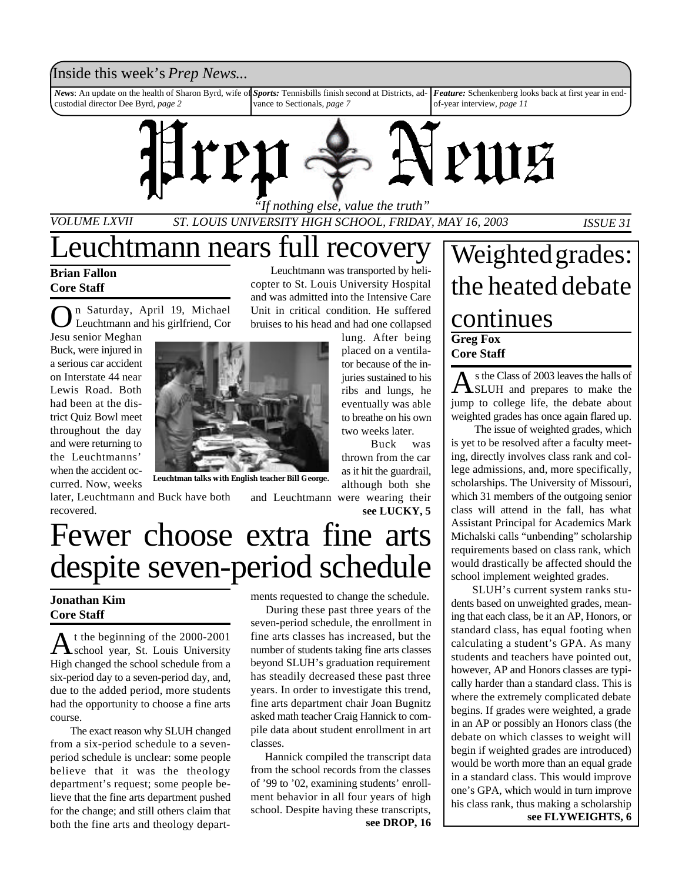Inside this week's *Prep News...*

***News***: An update on the health of Sharon Byrd, wife of custodial director Dee Byrd, *page 2*

***Sports:*** Tennisbills finish second at Districts, advance to Sectionals, *page 7*

***Feature:*** Schenkenberg looks back at first year in end-of-year interview, *page 11*

# Prep News

*"If nothing else, value the truth"*

*VOLUME LXVII* — *ST. LOUIS UNIVERSITY HIGH SCHOOL, FRIDAY, MAY 16, 2003* — *ISSUE 31*

# Leuchtmann nears full recovery

**Brian Fallon**
**Core Staff**

On Saturday, April 19, Michael Leuchtmann and his girlfriend, Cor Jesu senior Meghan Buck, were injured in a serious car accident on Interstate 44 near Lewis Road. Both had been at the district Quiz Bowl meet throughout the day and were returning to the Leuchtmanns' when the accident occurred. Now, weeks later, Leuchtmann and Buck have both recovered.

Leuchtmann talks with English teacher Bill George.

Leuchtmann was transported by helicopter to St. Louis University Hospital and was admitted into the Intensive Care Unit in critical condition. He suffered bruises to his head and had one collapsed lung. After being placed on a ventilator because of the injuries sustained to his ribs and lungs, he eventually was able to breathe on his own two weeks later.

Buck was thrown from the car as it hit the guardrail, although both she and Leuchtmann were wearing their

**see LUCKY, 5**

# Fewer choose extra fine arts despite seven-period schedule

**Jonathan Kim**
**Core Staff**

At the beginning of the 2000-2001 school year, St. Louis University High changed the school schedule from a six-period day to a seven-period day, and, due to the added period, more students had the opportunity to choose a fine arts course.

The exact reason why SLUH changed from a six-period schedule to a seven-period schedule is unclear: some people believe that it was the theology department's request; some people believe that the fine arts department pushed for the change; and still others claim that both the fine arts and theology departments requested to change the schedule.

During these past three years of the seven-period schedule, the enrollment in fine arts classes has increased, but the number of students taking fine arts classes beyond SLUH's graduation requirement has steadily decreased these past three years. In order to investigate this trend, fine arts department chair Joan Bugnitz asked math teacher Craig Hannick to compile data about student enrollment in art classes.

Hannick compiled the transcript data from the school records from the classes of '99 to '02, examining students' enrollment behavior in all four years of high school. Despite having these transcripts,

**see DROP, 16**

# Weighted grades: the heated debate continues

**Greg Fox**
**Core Staff**

As the Class of 2003 leaves the halls of SLUH and prepares to make the jump to college life, the debate about weighted grades has once again flared up.

The issue of weighted grades, which is yet to be resolved after a faculty meeting, directly involves class rank and college admissions, and, more specifically, scholarships. The University of Missouri, which 31 members of the outgoing senior class will attend in the fall, has what Assistant Principal for Academics Mark Michalski calls "unbending" scholarship requirements based on class rank, which would drastically be affected should the school implement weighted grades.

SLUH's current system ranks students based on unweighted grades, meaning that each class, be it an AP, Honors, or standard class, has equal footing when calculating a student's GPA. As many students and teachers have pointed out, however, AP and Honors classes are typically harder than a standard class. This is where the extremely complicated debate begins. If grades were weighted, a grade in an AP or possibly an Honors class (the debate on which classes to weight will begin if weighted grades are introduced) would be worth more than an equal grade in a standard class. This would improve one's GPA, which would in turn improve his class rank, thus making a scholarship

**see FLYWEIGHTS, 6**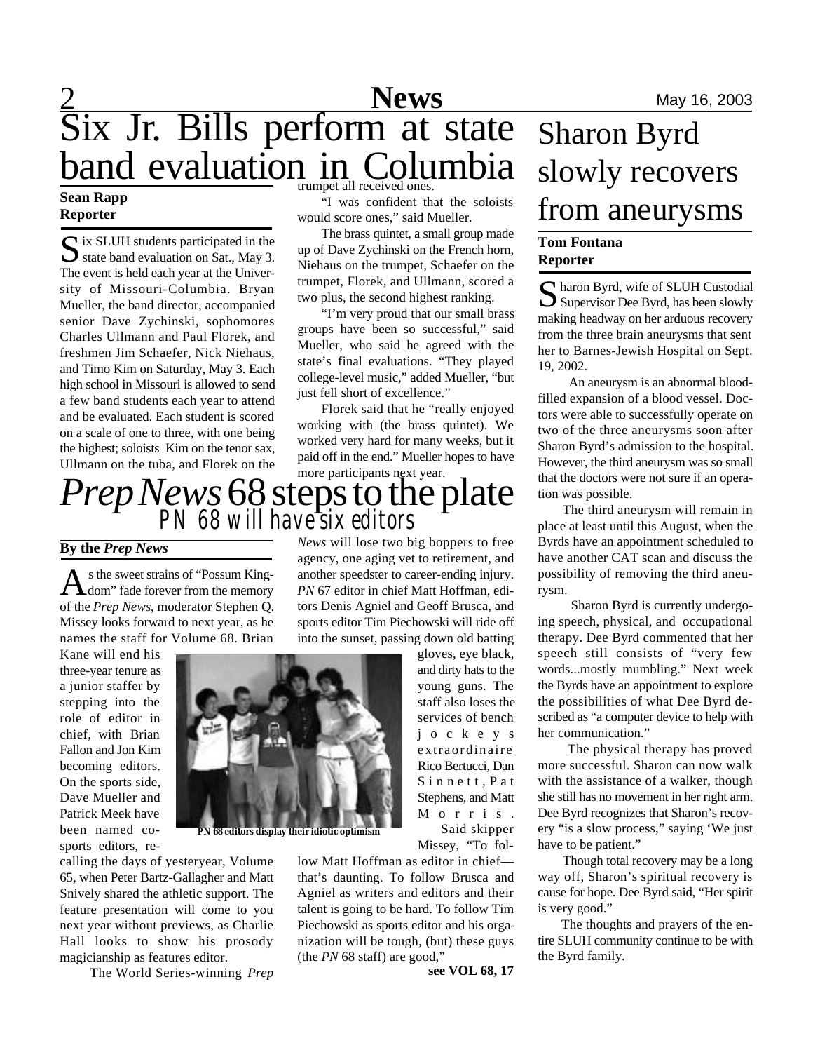# Six Jr. Bills perform at state band evaluation in Columbia

**Sean Rapp**
**Reporter**

Six SLUH students participated in the state band evaluation on Sat., May 3. The event is held each year at the University of Missouri-Columbia. Bryan Mueller, the band director, accompanied senior Dave Zychinski, sophomores Charles Ullmann and Paul Florek, and freshmen Jim Schaefer, Nick Niehaus, and Timo Kim on Saturday, May 3. Each high school in Missouri is allowed to send a few band students each year to attend and be evaluated. Each student is scored on a scale of one to three, with one being the highest; soloists Kim on the tenor sax, Ullmann on the tuba, and Florek on the trumpet all received ones.

"I was confident that the soloists would score ones," said Mueller.

The brass quintet, a small group made up of Dave Zychinski on the French horn, Niehaus on the trumpet, Schaefer on the trumpet, Florek, and Ullmann, scored a two plus, the second highest ranking.

"I'm very proud that our small brass groups have been so successful," said Mueller, who said he agreed with the state's final evaluations. "They played college-level music," added Mueller, "but just fell short of excellence."

Florek said that he "really enjoyed working with (the brass quintet). We worked very hard for many weeks, but it paid off in the end." Mueller hopes to have more participants next year.

# *Prep News* 68 steps to the plate

## PN 68 will have six editors

**By the *Prep News***

As the sweet strains of "Possum Kingdom" fade forever from the memory of the *Prep News*, moderator Stephen Q. Missey looks forward to next year, as he names the staff for Volume 68. Brian Kane will end his three-year tenure as a junior staffer by stepping into the role of editor in chief, with Brian Fallon and Jon Kim becoming editors. On the sports side, Dave Mueller and Patrick Meek have been named co-sports editors, recalling the days of yesteryear, Volume 65, when Peter Bartz-Gallagher and Matt Snively shared the athletic support. The feature presentation will come to you next year without previews, as Charlie Hall looks to show his prosody magicianship as features editor.

The World Series-winning *Prep News* will lose two big boppers to free agency, one aging vet to retirement, and another speedster to career-ending injury. *PN* 67 editor in chief Matt Hoffman, editors Denis Agniel and Geoff Brusca, and sports editor Tim Piechowski will ride off into the sunset, passing down old batting gloves, eye black, and dirty hats to the young guns. The staff also loses the services of bench jockeys extraordinaire Rico Bertucci, Dan Sinnett, Pat Stephens, and Matt Morris.

**PN 68 editors display their idiotic optimism**

Said skipper Missey, "To follow Matt Hoffman as editor in chief—that's daunting. To follow Brusca and Agniel as writers and editors and their talent is going to be hard. To follow Tim Piechowski as sports editor and his organization will be tough, (but) these guys (the *PN* 68 staff) are good,"

**see VOL 68, 17**

# Sharon Byrd slowly recovers from aneurysms

**Tom Fontana**
**Reporter**

Sharon Byrd, wife of SLUH Custodial Supervisor Dee Byrd, has been slowly making headway on her arduous recovery from the three brain aneurysms that sent her to Barnes-Jewish Hospital on Sept. 19, 2002.

An aneurysm is an abnormal blood-filled expansion of a blood vessel. Doctors were able to successfully operate on two of the three aneurysms soon after Sharon Byrd's admission to the hospital. However, the third aneurysm was so small that the doctors were not sure if an operation was possible.

The third aneurysm will remain in place at least until this August, when the Byrds have an appointment scheduled to have another CAT scan and discuss the possibility of removing the third aneurysm.

Sharon Byrd is currently undergoing speech, physical, and occupational therapy. Dee Byrd commented that her speech still consists of "very few words...mostly mumbling." Next week the Byrds have an appointment to explore the possibilities of what Dee Byrd described as "a computer device to help with her communication."

The physical therapy has proved more successful. Sharon can now walk with the assistance of a walker, though she still has no movement in her right arm. Dee Byrd recognizes that Sharon's recovery "is a slow process," saying 'We just have to be patient."

Though total recovery may be a long way off, Sharon's spiritual recovery is cause for hope. Dee Byrd said, "Her spirit is very good."

The thoughts and prayers of the entire SLUH community continue to be with the Byrd family.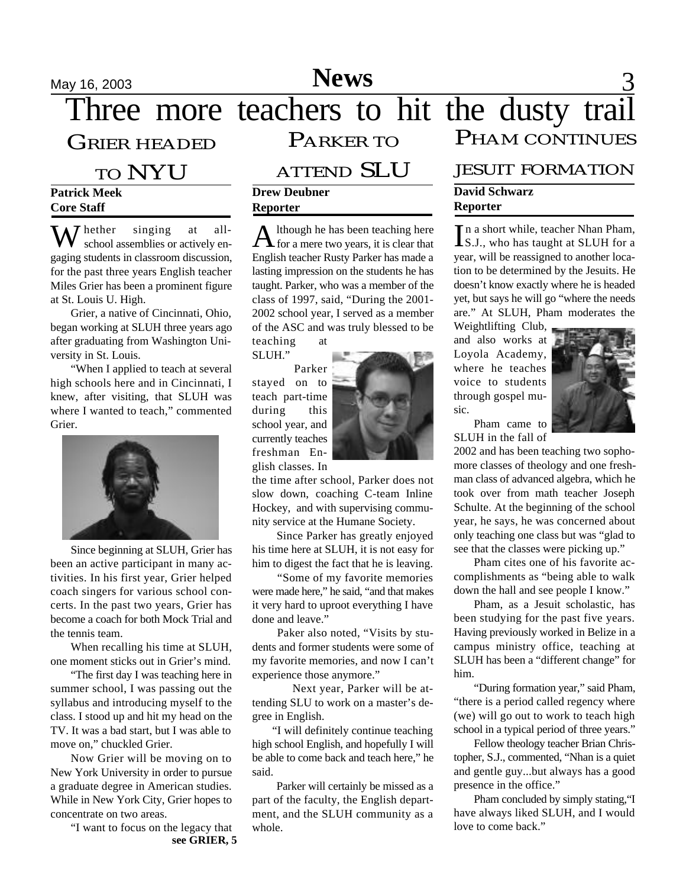# Three more teachers to hit the dusty trail

## Grier headed to NYU

**Patrick Meek**
**Core Staff**

Whether singing at all-school assemblies or actively engaging students in classroom discussion, for the past three years English teacher Miles Grier has been a prominent figure at St. Louis U. High.

Grier, a native of Cincinnati, Ohio, began working at SLUH three years ago after graduating from Washington University in St. Louis.

"When I applied to teach at several high schools here and in Cincinnati, I knew, after visiting, that SLUH was where I wanted to teach," commented Grier.

Since beginning at SLUH, Grier has been an active participant in many activities. In his first year, Grier helped coach singers for various school concerts. In the past two years, Grier has become a coach for both Mock Trial and the tennis team.

When recalling his time at SLUH, one moment sticks out in Grier's mind.

"The first day I was teaching here in summer school, I was passing out the syllabus and introducing myself to the class. I stood up and hit my head on the TV. It was a bad start, but I was able to move on," chuckled Grier.

Now Grier will be moving on to New York University in order to pursue a graduate degree in American studies. While in New York City, Grier hopes to concentrate on two areas.

"I want to focus on the legacy that

**see GRIER, 5**

## Parker to attend SLU

**Drew Deubner**
**Reporter**

Although he has been teaching here for a mere two years, it is clear that English teacher Rusty Parker has made a lasting impression on the students he has taught. Parker, who was a member of the class of 1997, said, "During the 2001-2002 school year, I served as a member of the ASC and was truly blessed to be teaching at SLUH."

Parker stayed on to teach part-time during this school year, and currently teaches freshman English classes. In the time after school, Parker does not slow down, coaching C-team Inline Hockey, and with supervising community service at the Humane Society.

Since Parker has greatly enjoyed his time here at SLUH, it is not easy for him to digest the fact that he is leaving.

"Some of my favorite memories were made here," he said, "and that makes it very hard to uproot everything I have done and leave."

Paker also noted, "Visits by students and former students were some of my favorite memories, and now I can't experience those anymore."

Next year, Parker will be attending SLU to work on a master's degree in English.

"I will definitely continue teaching high school English, and hopefully I will be able to come back and teach here," he said.

Parker will certainly be missed as a part of the faculty, the English department, and the SLUH community as a whole.

## Pham continues Jesuit formation

**David Schwarz**
**Reporter**

In a short while, teacher Nhan Pham, S.J., who has taught at SLUH for a year, will be reassigned to another location to be determined by the Jesuits. He doesn't know exactly where he is headed yet, but says he will go "where the needs are." At SLUH, Pham moderates the Weightlifting Club, and also works at Loyola Academy, where he teaches voice to students through gospel music.

Pham came to SLUH in the fall of 2002 and has been teaching two sophomore classes of theology and one freshman class of advanced algebra, which he took over from math teacher Joseph Schulte. At the beginning of the school year, he says, he was concerned about only teaching one class but was "glad to see that the classes were picking up."

Pham cites one of his favorite accomplishments as "being able to walk down the hall and see people I know."

Pham, as a Jesuit scholastic, has been studying for the past five years. Having previously worked in Belize in a campus ministry office, teaching at SLUH has been a "different change" for him.

"During formation year," said Pham, "there is a period called regency where (we) will go out to work to teach high school in a typical period of three years."

Fellow theology teacher Brian Christopher, S.J., commented, "Nhan is a quiet and gentle guy...but always has a good presence in the office."

Pham concluded by simply stating,"I have always liked SLUH, and I would love to come back."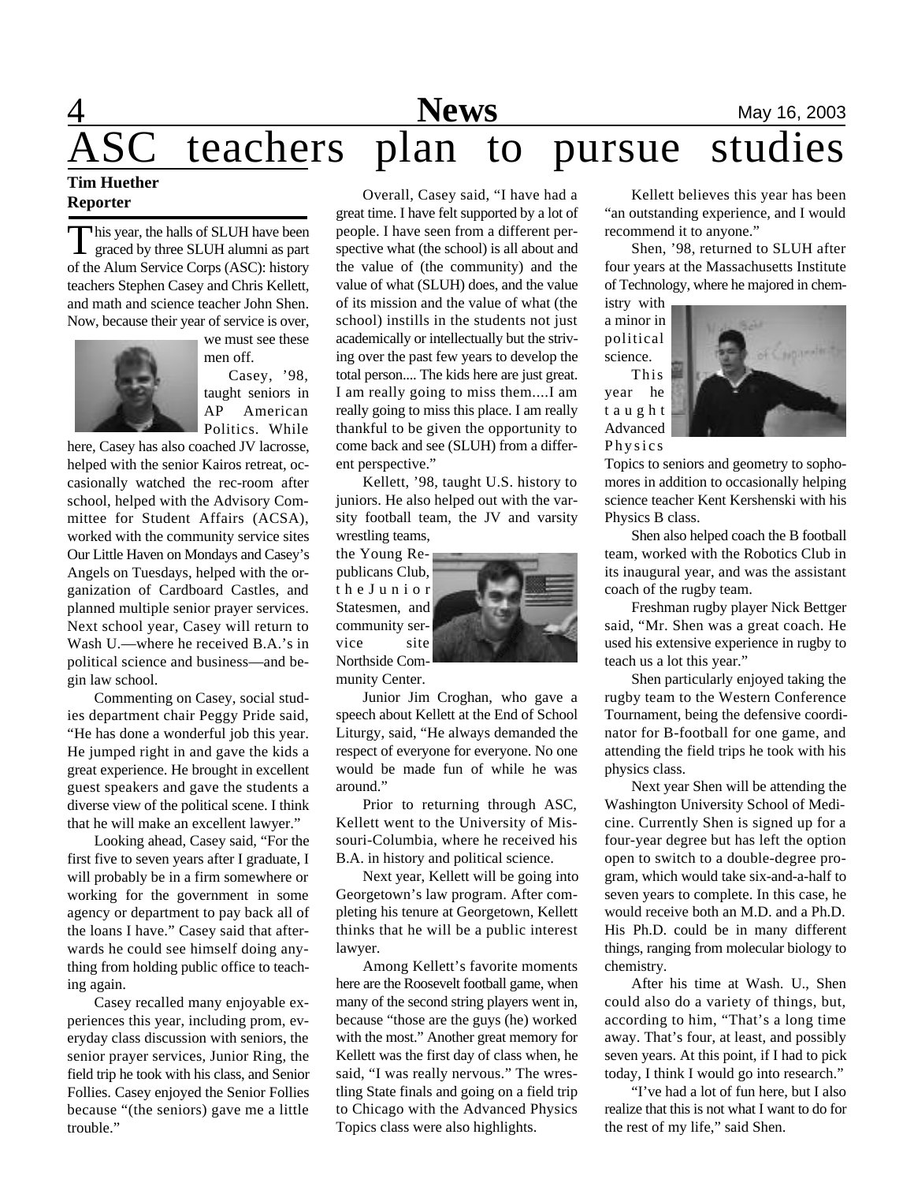# ASC teachers plan to pursue studies

**Tim Huether**
**Reporter**

This year, the halls of SLUH have been graced by three SLUH alumni as part of the Alum Service Corps (ASC): history teachers Stephen Casey and Chris Kellett, and math and science teacher John Shen. Now, because their year of service is over, we must see these men off.

Casey, '98, taught seniors in AP American Politics. While here, Casey has also coached JV lacrosse, helped with the senior Kairos retreat, occasionally watched the rec-room after school, helped with the Advisory Committee for Student Affairs (ACSA), worked with the community service sites Our Little Haven on Mondays and Casey's Angels on Tuesdays, helped with the organization of Cardboard Castles, and planned multiple senior prayer services. Next school year, Casey will return to Wash U.—where he received B.A.'s in political science and business—and begin law school.

Commenting on Casey, social studies department chair Peggy Pride said, "He has done a wonderful job this year. He jumped right in and gave the kids a great experience. He brought in excellent guest speakers and gave the students a diverse view of the political scene. I think that he will make an excellent lawyer."

Looking ahead, Casey said, "For the first five to seven years after I graduate, I will probably be in a firm somewhere or working for the government in some agency or department to pay back all of the loans I have." Casey said that afterwards he could see himself doing anything from holding public office to teaching again.

Casey recalled many enjoyable experiences this year, including prom, everyday class discussion with seniors, the senior prayer services, Junior Ring, the field trip he took with his class, and Senior Follies. Casey enjoyed the Senior Follies because "(the seniors) gave me a little trouble."

Overall, Casey said, "I have had a great time. I have felt supported by a lot of people. I have seen from a different perspective what (the school) is all about and the value of (the community) and the value of what (SLUH) does, and the value of its mission and the value of what (the school) instills in the students not just academically or intellectually but the striving over the past few years to develop the total person.... The kids here are just great. I am really going to miss them....I am really going to miss this place. I am really thankful to be given the opportunity to come back and see (SLUH) from a different perspective."

Kellett, '98, taught U.S. history to juniors. He also helped out with the varsity football team, the JV and varsity wrestling teams, the Young Republicans Club, the Junior Statesmen, and community service site Northside Community Center.

Junior Jim Croghan, who gave a speech about Kellett at the End of School Liturgy, said, "He always demanded the respect of everyone for everyone. No one would be made fun of while he was around."

Prior to returning through ASC, Kellett went to the University of Missouri-Columbia, where he received his B.A. in history and political science.

Next year, Kellett will be going into Georgetown's law program. After completing his tenure at Georgetown, Kellett thinks that he will be a public interest lawyer.

Among Kellett's favorite moments here are the Roosevelt football game, when many of the second string players went in, because "those are the guys (he) worked with the most." Another great memory for Kellett was the first day of class when, he said, "I was really nervous." The wrestling State finals and going on a field trip to Chicago with the Advanced Physics Topics class were also highlights.

Kellett believes this year has been "an outstanding experience, and I would recommend it to anyone."

Shen, '98, returned to SLUH after four years at the Massachusetts Institute of Technology, where he majored in chemistry with a minor in political science.

This year he taught Advanced Physics Topics to seniors and geometry to sophomores in addition to occasionally helping science teacher Kent Kershenski with his Physics B class.

Shen also helped coach the B football team, worked with the Robotics Club in its inaugural year, and was the assistant coach of the rugby team.

Freshman rugby player Nick Bettger said, "Mr. Shen was a great coach. He used his extensive experience in rugby to teach us a lot this year."

Shen particularly enjoyed taking the rugby team to the Western Conference Tournament, being the defensive coordinator for B-football for one game, and attending the field trips he took with his physics class.

Next year Shen will be attending the Washington University School of Medicine. Currently Shen is signed up for a four-year degree but has left the option open to switch to a double-degree program, which would take six-and-a-half to seven years to complete. In this case, he would receive both an M.D. and a Ph.D. His Ph.D. could be in many different things, ranging from molecular biology to chemistry.

After his time at Wash. U., Shen could also do a variety of things, but, according to him, "That's a long time away. That's four, at least, and possibly seven years. At this point, if I had to pick today, I think I would go into research."

"I've had a lot of fun here, but I also realize that this is not what I want to do for the rest of my life," said Shen.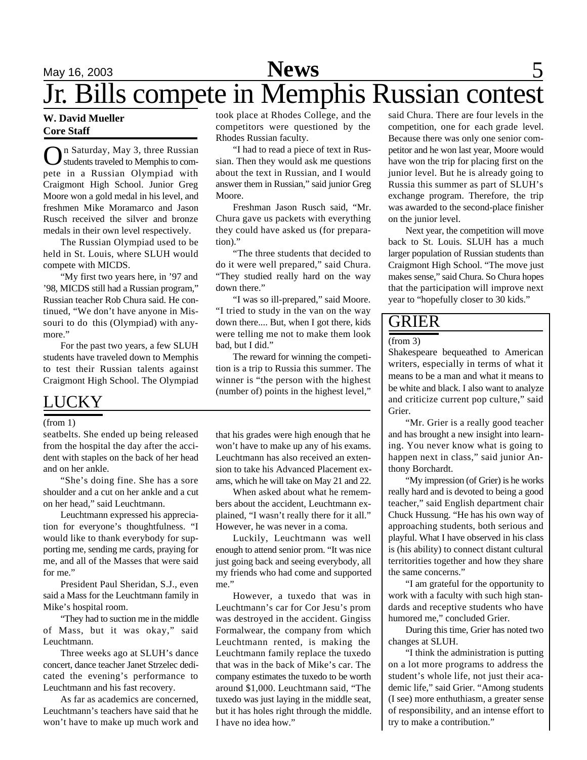# Jr. Bills compete in Memphis Russian contest

**W. David Mueller**
**Core Staff**

On Saturday, May 3, three Russian students traveled to Memphis to compete in a Russian Olympiad with Craigmont High School. Junior Greg Moore won a gold medal in his level, and freshmen Mike Moramarco and Jason Rusch received the silver and bronze medals in their own level respectively.

The Russian Olympiad used to be held in St. Louis, where SLUH would compete with MICDS.

"My first two years here, in '97 and '98, MICDS still had a Russian program," Russian teacher Rob Chura said. He continued, "We don't have anyone in Missouri to do this (Olympiad) with anymore."

For the past two years, a few SLUH students have traveled down to Memphis to test their Russian talents against Craigmont High School. The Olympiad took place at Rhodes College, and the competitors were questioned by the Rhodes Russian faculty.

"I had to read a piece of text in Russian. Then they would ask me questions about the text in Russian, and I would answer them in Russian," said junior Greg Moore.

Freshman Jason Rusch said, "Mr. Chura gave us packets with everything they could have asked us (for preparation)."

"The three students that decided to do it were well prepared," said Chura. "They studied really hard on the way down there."

"I was so ill-prepared," said Moore. "I tried to study in the van on the way down there.... But, when I got there, kids were telling me not to make them look bad, but I did."

The reward for winning the competition is a trip to Russia this summer. The winner is "the person with the highest (number of) points in the highest level," said Chura. There are four levels in the competition, one for each grade level. Because there was only one senior competitor and he won last year, Moore would have won the trip for placing first on the junior level. But he is already going to Russia this summer as part of SLUH's exchange program. Therefore, the trip was awarded to the second-place finisher on the junior level.

Next year, the competition will move back to St. Louis. SLUH has a much larger population of Russian students than Craigmont High School. "The move just makes sense," said Chura. So Chura hopes that the participation will improve next year to "hopefully closer to 30 kids."

## LUCKY

(from 1)

seatbelts. She ended up being released from the hospital the day after the accident with staples on the back of her head and on her ankle.

"She's doing fine. She has a sore shoulder and a cut on her ankle and a cut on her head," said Leuchtmann.

Leuchtmann expressed his appreciation for everyone's thoughtfulness. "I would like to thank everybody for supporting me, sending me cards, praying for me, and all of the Masses that were said for me."

President Paul Sheridan, S.J., even said a Mass for the Leuchtmann family in Mike's hospital room.

"They had to suction me in the middle of Mass, but it was okay," said Leuchtmann.

Three weeks ago at SLUH's dance concert, dance teacher Janet Strzelec dedicated the evening's performance to Leuchtmann and his fast recovery.

As far as academics are concerned, Leuchtmann's teachers have said that he won't have to make up much work and that his grades were high enough that he won't have to make up any of his exams. Leuchtmann has also received an extension to take his Advanced Placement exams, which he will take on May 21 and 22.

When asked about what he remembers about the accident, Leuchtmann explained, "I wasn't really there for it all." However, he was never in a coma.

Luckily, Leuchtmann was well enough to attend senior prom. "It was nice just going back and seeing everybody, all my friends who had come and supported me."

However, a tuxedo that was in Leuchtmann's car for Cor Jesu's prom was destroyed in the accident. Gingiss Formalwear, the company from which Leuchtmann rented, is making the Leuchtmann family replace the tuxedo that was in the back of Mike's car. The company estimates the tuxedo to be worth around $1,000. Leuchtmann said, "The tuxedo was just laying in the middle seat, but it has holes right through the middle. I have no idea how."

## GRIER

(from 3)

Shakespeare bequeathed to American writers, especially in terms of what it means to be a man and what it means to be white and black. I also want to analyze and criticize current pop culture," said Grier.

"Mr. Grier is a really good teacher and has brought a new insight into learning. You never know what is going to happen next in class," said junior Anthony Borchardt.

"My impression (of Grier) is he works really hard and is devoted to being a good teacher," said English department chair Chuck Hussung. "He has his own way of approaching students, both serious and playful. What I have observed in his class is (his ability) to connect distant cultural territories together and how they share the same concerns."

"I am grateful for the opportunity to work with a faculty with such high standards and receptive students who have humored me," concluded Grier.

During this time, Grier has noted two changes at SLUH.

"I think the administration is putting on a lot more programs to address the student's whole life, not just their academic life," said Grier. "Among students (I see) more enthuthiasm, a greater sense of responsibility, and an intense effort to try to make a contribution."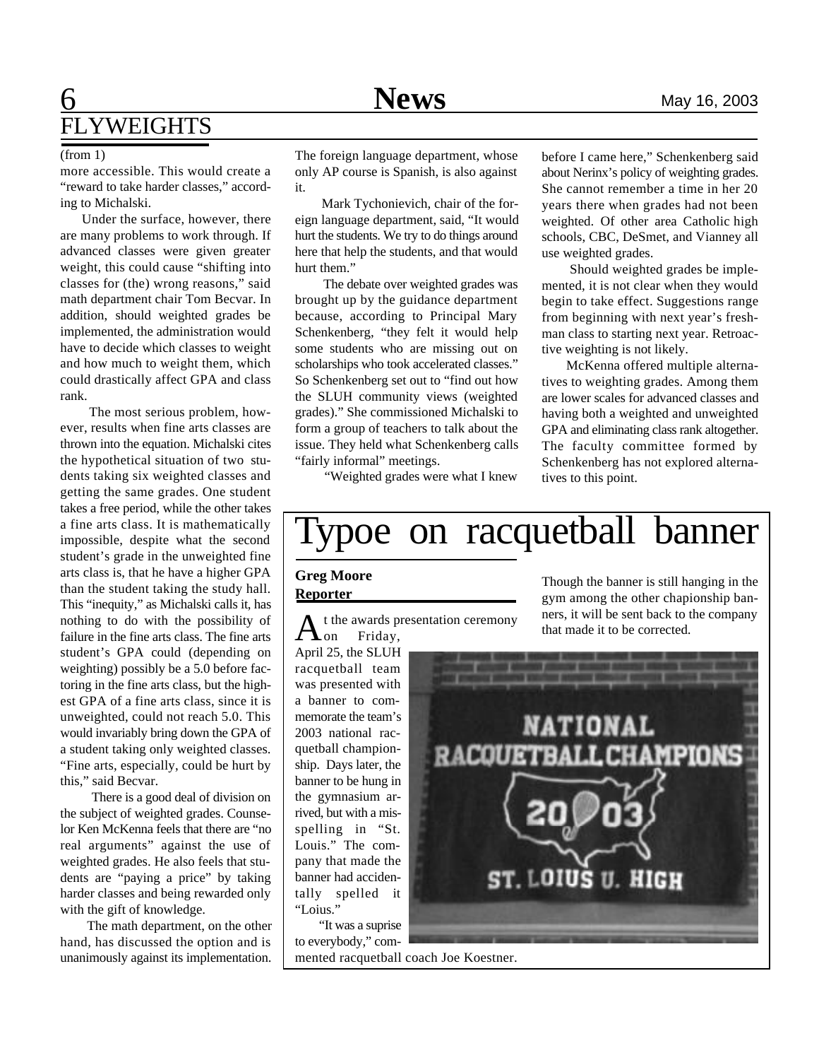## FLYWEIGHTS

(from 1)

more accessible. This would create a "reward to take harder classes," according to Michalski.

Under the surface, however, there are many problems to work through. If advanced classes were given greater weight, this could cause "shifting into classes for (the) wrong reasons," said math department chair Tom Becvar. In addition, should weighted grades be implemented, the administration would have to decide which classes to weight and how much to weight them, which could drastically affect GPA and class rank.

The most serious problem, however, results when fine arts classes are thrown into the equation. Michalski cites the hypothetical situation of two students taking six weighted classes and getting the same grades. One student takes a free period, while the other takes a fine arts class. It is mathematically impossible, despite what the second student's grade in the unweighted fine arts class is, that he have a higher GPA than the student taking the study hall. This "inequity," as Michalski calls it, has nothing to do with the possibility of failure in the fine arts class. The fine arts student's GPA could (depending on weighting) possibly be a 5.0 before factoring in the fine arts class, but the highest GPA of a fine arts class, since it is unweighted, could not reach 5.0. This would invariably bring down the GPA of a student taking only weighted classes. "Fine arts, especially, could be hurt by this," said Becvar.

There is a good deal of division on the subject of weighted grades. Counselor Ken McKenna feels that there are "no real arguments" against the use of weighted grades. He also feels that students are "paying a price" by taking harder classes and being rewarded only with the gift of knowledge.

The math department, on the other hand, has discussed the option and is unanimously against its implementation. The foreign language department, whose only AP course is Spanish, is also against it.

Mark Tychonievich, chair of the foreign language department, said, "It would hurt the students. We try to do things around here that help the students, and that would hurt them."

The debate over weighted grades was brought up by the guidance department because, according to Principal Mary Schenkenberg, "they felt it would help some students who are missing out on scholarships who took accelerated classes." So Schenkenberg set out to "find out how the SLUH community views (weighted grades)." She commissioned Michalski to form a group of teachers to talk about the issue. They held what Schenkenberg calls "fairly informal" meetings.

"Weighted grades were what I knew before I came here," Schenkenberg said about Nerinx's policy of weighting grades. She cannot remember a time in her 20 years there when grades had not been weighted. Of other area Catholic high schools, CBC, DeSmet, and Vianney all use weighted grades.

Should weighted grades be implemented, it is not clear when they would begin to take effect. Suggestions range from beginning with next year's freshman class to starting next year. Retroactive weighting is not likely.

McKenna offered multiple alternatives to weighting grades. Among them are lower scales for advanced classes and having both a weighted and unweighted GPA and eliminating class rank altogether. The faculty committee formed by Schenkenberg has not explored alternatives to this point.

# Typoe on racquetball banner

**Greg Moore**
**Reporter**

At the awards presentation ceremony on Friday, April 25, the SLUH racquetball team was presented with a banner to commemorate the team's 2003 national racquetball championship. Days later, the banner to be hung in the gymnasium arrived, but with a misspelling in "St. Louis." The company that made the banner had accidentally spelled it "Loius."

"It was a suprise to everybody," commented racquetball coach Joe Koestner. Though the banner is still hanging in the gym among the other chapionship banners, it will be sent back to the company that made it to be corrected.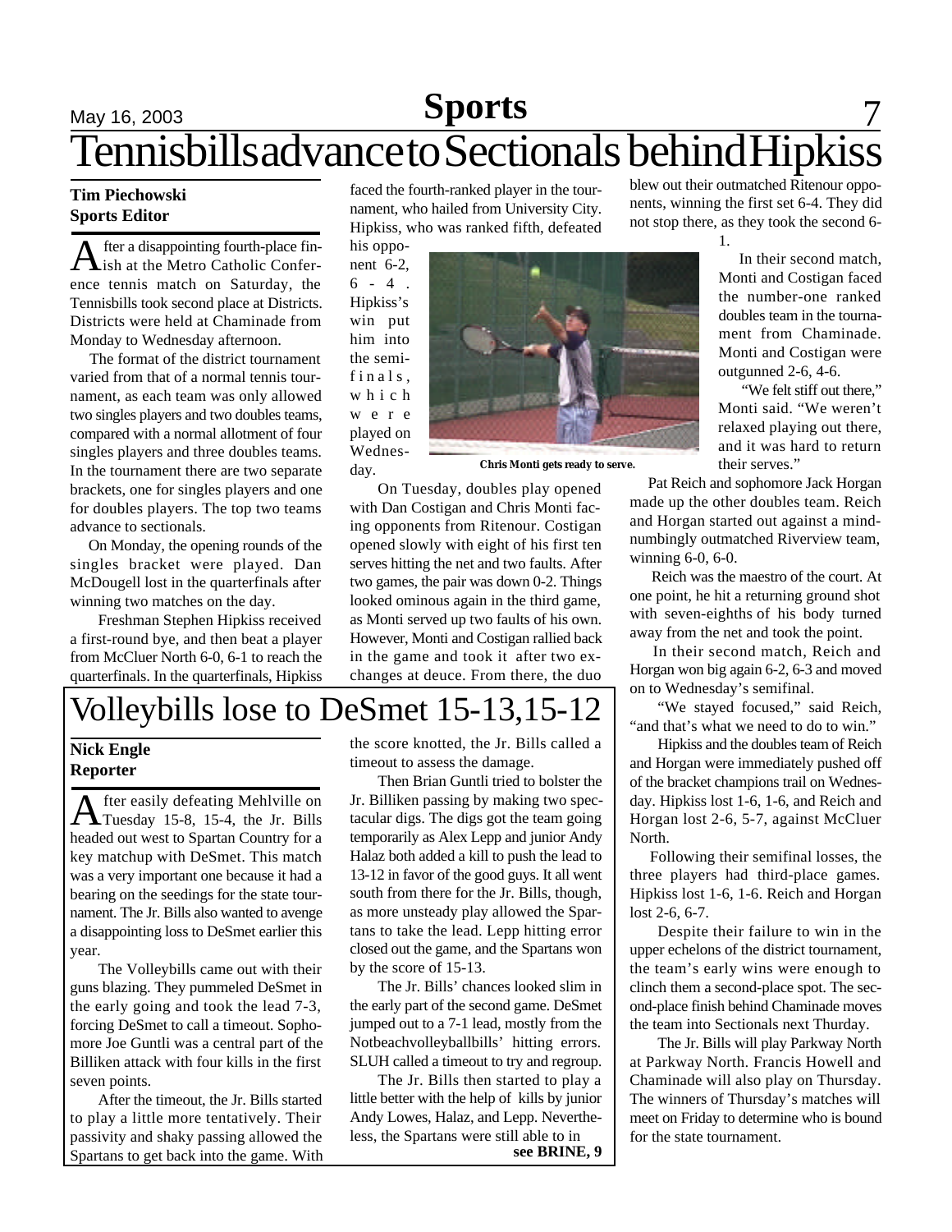# Tennisbills advance to Sectionals behind Hipkiss

**Tim Piechowski**
**Sports Editor**

After a disappointing fourth-place finish at the Metro Catholic Conference tennis match on Saturday, the Tennisbills took second place at Districts. Districts were held at Chaminade from Monday to Wednesday afternoon.

The format of the district tournament varied from that of a normal tennis tournament, as each team was only allowed two singles players and two doubles teams, compared with a normal allotment of four singles players and three doubles teams. In the tournament there are two separate brackets, one for singles players and one for doubles players. The top two teams advance to sectionals.

On Monday, the opening rounds of the singles bracket were played. Dan McDougell lost in the quarterfinals after winning two matches on the day.

Freshman Stephen Hipkiss received a first-round bye, and then beat a player from McCluer North 6-0, 6-1 to reach the quarterfinals. In the quarterfinals, Hipkiss faced the fourth-ranked player in the tournament, who hailed from University City. Hipkiss, who was ranked fifth, defeated his opponent 6-2, 6-4. Hipkiss's win put him into the semifinals, which were played on Wednesday.

Chris Monti gets ready to serve.

On Tuesday, doubles play opened with Dan Costigan and Chris Monti facing opponents from Ritenour. Costigan opened slowly with eight of his first ten serves hitting the net and two faults. After two games, the pair was down 0-2. Things looked ominous again in the third game, as Monti served up two faults of his own. However, Monti and Costigan rallied back in the game and took it after two exchanges at deuce. From there, the duo blew out their outmatched Ritenour opponents, winning the first set 6-4. They did not stop there, as they took the second 6-1.

In their second match, Monti and Costigan faced the number-one ranked doubles team in the tournament from Chaminade. Monti and Costigan were outgunned 2-6, 4-6.

"We felt stiff out there," Monti said. "We weren't relaxed playing out there, and it was hard to return their serves."

Pat Reich and sophomore Jack Horgan made up the other doubles team. Reich and Horgan started out against a mind-numbingly outmatched Riverview team, winning 6-0, 6-0.

Reich was the maestro of the court. At one point, he hit a returning ground shot with seven-eighths of his body turned away from the net and took the point.

In their second match, Reich and Horgan won big again 6-2, 6-3 and moved on to Wednesday's semifinal.

"We stayed focused," said Reich, "and that's what we need to do to win."

Hipkiss and the doubles team of Reich and Horgan were immediately pushed off of the bracket champions trail on Wednesday. Hipkiss lost 1-6, 1-6, and Reich and Horgan lost 2-6, 5-7, against McCluer North.

Following their semifinal losses, the three players had third-place games. Hipkiss lost 1-6, 1-6. Reich and Horgan lost 2-6, 6-7.

Despite their failure to win in the upper echelons of the district tournament, the team's early wins were enough to clinch them a second-place spot. The second-place finish behind Chaminade moves the team into Sectionals next Thurday.

The Jr. Bills will play Parkway North at Parkway North. Francis Howell and Chaminade will also play on Thursday. The winners of Thursday's matches will meet on Friday to determine who is bound for the state tournament.

# Volleybills lose to DeSmet 15-13,15-12

**Nick Engle**
**Reporter**

After easily defeating Mehlville on Tuesday 15-8, 15-4, the Jr. Bills headed out west to Spartan Country for a key matchup with DeSmet. This match was a very important one because it had a bearing on the seedings for the state tournament. The Jr. Bills also wanted to avenge a disappointing loss to DeSmet earlier this year.

The Volleybills came out with their guns blazing. They pummeled DeSmet in the early going and took the lead 7-3, forcing DeSmet to call a timeout. Sophomore Joe Guntli was a central part of the Billiken attack with four kills in the first seven points.

After the timeout, the Jr. Bills started to play a little more tentatively. Their passivity and shaky passing allowed the Spartans to get back into the game. With the score knotted, the Jr. Bills called a timeout to assess the damage.

Then Brian Guntli tried to bolster the Jr. Billiken passing by making two spectacular digs. The digs got the team going temporarily as Alex Lepp and junior Andy Halaz both added a kill to push the lead to 13-12 in favor of the good guys. It all went south from there for the Jr. Bills, though, as more unsteady play allowed the Spartans to take the lead. Lepp hitting error closed out the game, and the Spartans won by the score of 15-13.

The Jr. Bills' chances looked slim in the early part of the second game. DeSmet jumped out to a 7-1 lead, mostly from the Notbeachvolleyballbills' hitting errors. SLUH called a timeout to try and regroup.

The Jr. Bills then started to play a little better with the help of kills by junior Andy Lowes, Halaz, and Lepp. Nevertheless, the Spartans were still able to in

**see BRINE, 9**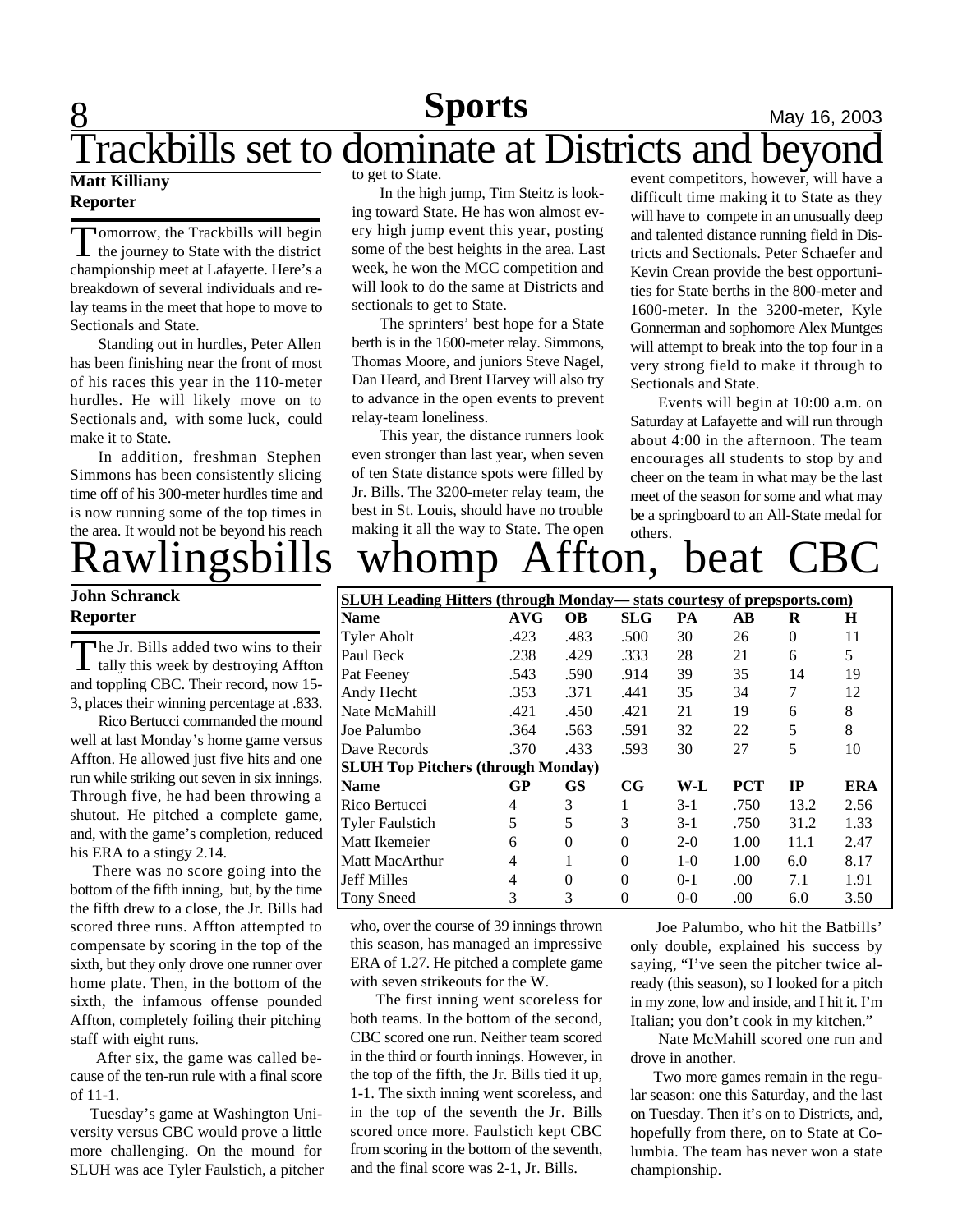# Trackbills set to dominate at Districts and beyond

**Matt Killiany**
**Reporter**

Tomorrow, the Trackbills will begin the journey to State with the district championship meet at Lafayette. Here's a breakdown of several individuals and relay teams in the meet that hope to move to Sectionals and State.

Standing out in hurdles, Peter Allen has been finishing near the front of most of his races this year in the 110-meter hurdles. He will likely move on to Sectionals and, with some luck, could make it to State.

In addition, freshman Stephen Simmons has been consistently slicing time off of his 300-meter hurdles time and is now running some of the top times in the area. It would not be beyond his reach to get to State.

In the high jump, Tim Steitz is looking toward State. He has won almost every high jump event this year, posting some of the best heights in the area. Last week, he won the MCC competition and will look to do the same at Districts and sectionals to get to State.

The sprinters' best hope for a State berth is in the 1600-meter relay. Simmons, Thomas Moore, and juniors Steve Nagel, Dan Heard, and Brent Harvey will also try to advance in the open events to prevent relay-team loneliness.

This year, the distance runners look even stronger than last year, when seven of ten State distance spots were filled by Jr. Bills. The 3200-meter relay team, the best in St. Louis, should have no trouble making it all the way to State. The open event competitors, however, will have a difficult time making it to State as they will have to compete in an unusually deep and talented distance running field in Districts and Sectionals. Peter Schaefer and Kevin Crean provide the best opportunities for State berths in the 800-meter and 1600-meter. In the 3200-meter, Kyle Gonnerman and sophomore Alex Muntges will attempt to break into the top four in a very strong field to make it through to Sectionals and State.

Events will begin at 10:00 a.m. on Saturday at Lafayette and will run through about 4:00 in the afternoon. The team encourages all students to stop by and cheer on the team in what may be the last meet of the season for some and what may be a springboard to an All-State medal for others.

# Rawlingsbills whomp Affton, beat CBC

**John Schranck**
**Reporter**

The Jr. Bills added two wins to their tally this week by destroying Affton and toppling CBC. Their record, now 15-3, places their winning percentage at .833.

Rico Bertucci commanded the mound well at last Monday's home game versus Affton. He allowed just five hits and one run while striking out seven in six innings. Through five, he had been throwing a shutout. He pitched a complete game, and, with the game's completion, reduced his ERA to a stingy 2.14.

There was no score going into the bottom of the fifth inning, but, by the time the fifth drew to a close, the Jr. Bills had scored three runs. Affton attempted to compensate by scoring in the top of the sixth, but they only drove one runner over home plate. Then, in the bottom of the sixth, the infamous offense pounded Affton, completely foiling their pitching staff with eight runs.

After six, the game was called because of the ten-run rule with a final score of 11-1.

Tuesday's game at Washington University versus CBC would prove a little more challenging. On the mound for SLUH was ace Tyler Faulstich, a pitcher who, over the course of 39 innings thrown this season, has managed an impressive ERA of 1.27. He pitched a complete game with seven strikeouts for the W.

The first inning went scoreless for both teams. In the bottom of the second, CBC scored one run. Neither team scored in the third or fourth innings. However, in the top of the fifth, the Jr. Bills tied it up, 1-1. The sixth inning went scoreless, and in the top of the seventh the Jr. Bills scored once more. Faulstich kept CBC from scoring in the bottom of the seventh, and the final score was 2-1, Jr. Bills.

Joe Palumbo, who hit the Batbills' only double, explained his success by saying, "I've seen the pitcher twice already (this season), so I looked for a pitch in my zone, low and inside, and I hit it. I'm Italian; you don't cook in my kitchen."

Nate McMahill scored one run and drove in another.

Two more games remain in the regular season: one this Saturday, and the last on Tuesday. Then it's on to Districts, and, hopefully from there, on to State at Columbia. The team has never won a state championship.

**SLUH Leading Hitters (through Monday— stats courtesy of prepsports.com)**

| Name | AVG | OB | SLG | PA | AB | R | H |
|---|---|---|---|---|---|---|---|
| Tyler Aholt | .423 | .483 | .500 | 30 | 26 | 0 | 11 |
| Paul Beck | .238 | .429 | .333 | 28 | 21 | 6 | 5 |
| Pat Feeney | .543 | .590 | .914 | 39 | 35 | 14 | 19 |
| Andy Hecht | .353 | .371 | .441 | 35 | 34 | 7 | 12 |
| Nate McMahill | .421 | .450 | .421 | 21 | 19 | 6 | 8 |
| Joe Palumbo | .364 | .563 | .591 | 32 | 22 | 5 | 8 |
| Dave Records | .370 | .433 | .593 | 30 | 27 | 5 | 10 |

**SLUH Top Pitchers (through Monday)**

| Name | GP | GS | CG | W-L | PCT | IP | ERA |
|---|---|---|---|---|---|---|---|
| Rico Bertucci | 4 | 3 | 1 | 3-1 | .750 | 13.2 | 2.56 |
| Tyler Faulstich | 5 | 5 | 3 | 3-1 | .750 | 31.2 | 1.33 |
| Matt Ikemeier | 6 | 0 | 0 | 2-0 | 1.00 | 11.1 | 2.47 |
| Matt MacArthur | 4 | 1 | 0 | 1-0 | 1.00 | 6.0 | 8.17 |
| Jeff Milles | 4 | 0 | 0 | 0-1 | .00 | 7.1 | 1.91 |
| Tony Sneed | 3 | 3 | 0 | 0-0 | .00 | 6.0 | 3.50 |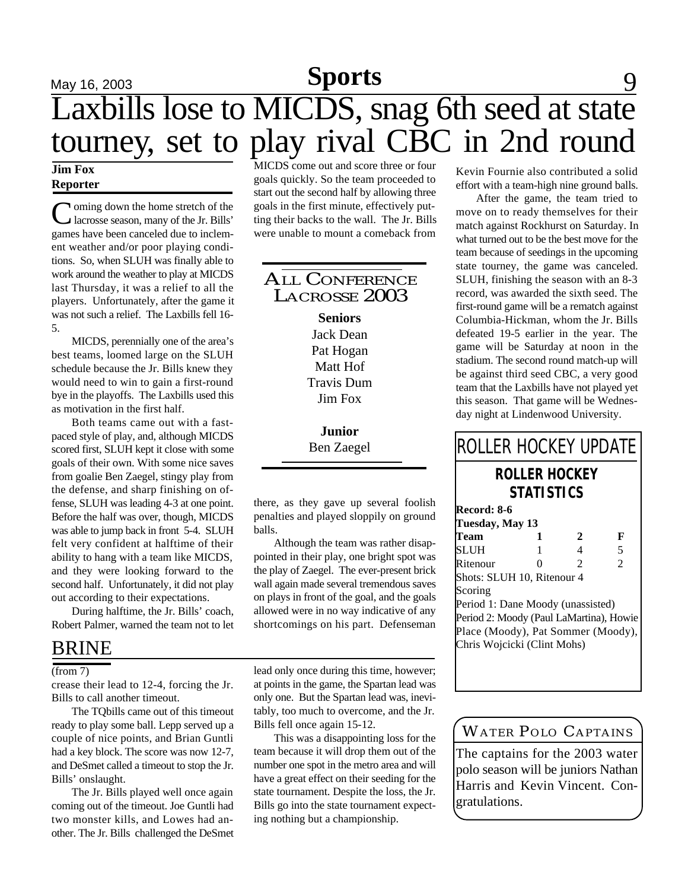# Laxbills lose to MICDS, snag 6th seed at state tourney, set to play rival CBC in 2nd round

**Jim Fox**
**Reporter**

Coming down the home stretch of the lacrosse season, many of the Jr. Bills' games have been canceled due to inclement weather and/or poor playing conditions. So, when SLUH was finally able to work around the weather to play at MICDS last Thursday, it was a relief to all the players. Unfortunately, after the game it was not such a relief. The Laxbills fell 16-5.

MICDS, perennially one of the area's best teams, loomed large on the SLUH schedule because the Jr. Bills knew they would need to win to gain a first-round bye in the playoffs. The Laxbills used this as motivation in the first half.

Both teams came out with a fast-paced style of play, and, although MICDS scored first, SLUH kept it close with some goals of their own. With some nice saves from goalie Ben Zaegel, stingy play from the defense, and sharp finishing on offense, SLUH was leading 4-3 at one point. Before the half was over, though, MICDS was able to jump back in front 5-4. SLUH felt very confident at halftime of their ability to hang with a team like MICDS, and they were looking forward to the second half. Unfortunately, it did not play out according to their expectations.

During halftime, the Jr. Bills' coach, Robert Palmer, warned the team not to let MICDS come out and score three or four goals quickly. So the team proceeded to start out the second half by allowing three goals in the first minute, effectively putting their backs to the wall. The Jr. Bills were unable to mount a comeback from there, as they gave up several foolish penalties and played sloppily on ground balls.

Although the team was rather disappointed in their play, one bright spot was the play of Zaegel. The ever-present brick wall again made several tremendous saves on plays in front of the goal, and the goals allowed were in no way indicative of any shortcomings on his part. Defenseman Kevin Fournie also contributed a solid effort with a team-high nine ground balls.

After the game, the team tried to move on to ready themselves for their match against Rockhurst on Saturday. In what turned out to be the best move for the team because of seedings in the upcoming state tourney, the game was canceled. SLUH, finishing the season with an 8-3 record, was awarded the sixth seed. The first-round game will be a rematch against Columbia-Hickman, whom the Jr. Bills defeated 19-5 earlier in the year. The game will be Saturday at noon in the stadium. The second round match-up will be against third seed CBC, a very good team that the Laxbills have not played yet this season. That game will be Wednesday night at Lindenwood University.

## All Conference Lacrosse 2003

**Seniors**
Jack Dean
Pat Hogan
Matt Hof
Travis Dum
Jim Fox

**Junior**
Ben Zaegel

## BRINE

(from 7)

crease their lead to 12-4, forcing the Jr. Bills to call another timeout.

The TQbills came out of this timeout ready to play some ball. Lepp served up a couple of nice points, and Brian Guntli had a key block. The score was now 12-7, and DeSmet called a timeout to stop the Jr. Bills' onslaught.

The Jr. Bills played well once again coming out of the timeout. Joe Guntli had two monster kills, and Lowes had another. The Jr. Bills challenged the DeSmet lead only once during this time, however; at points in the game, the Spartan lead was only one. But the Spartan lead was, inevitably, too much to overcome, and the Jr. Bills fell once again 15-12.

This was a disappointing loss for the team because it will drop them out of the number one spot in the metro area and will have a great effect on their seeding for the state tournament. Despite the loss, the Jr. Bills go into the state tournament expecting nothing but a championship.

## Roller Hockey Update

### Roller Hockey Statistics

**Record: 8-6**
**Tuesday, May 13**

| Team | 1 | 2 | F |
|---|---|---|---|
| SLUH | 1 | 4 | 5 |
| Ritenour | 0 | 2 | 2 |

Shots: SLUH 10, Ritenour 4
Scoring
Period 1: Dane Moody (unassisted)
Period 2: Moody (Paul LaMartina), Howie Place (Moody), Pat Sommer (Moody), Chris Wojcicki (Clint Mohs)

## Water Polo Captains

The captains for the 2003 water polo season will be juniors Nathan Harris and Kevin Vincent. Congratulations.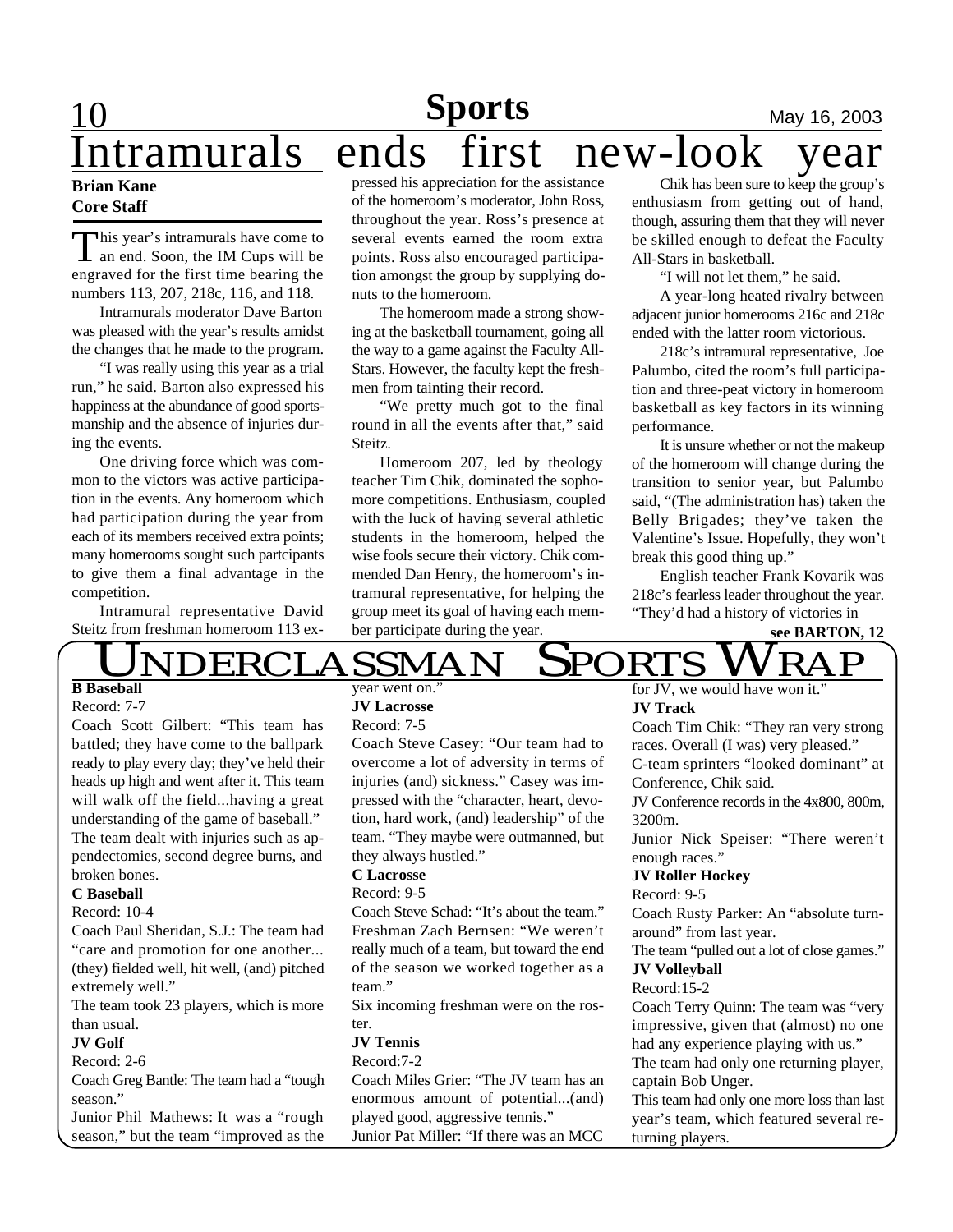# Intramurals ends first new-look year

**Brian Kane**
**Core Staff**

This year's intramurals have come to an end. Soon, the IM Cups will be engraved for the first time bearing the numbers 113, 207, 218c, 116, and 118.

Intramurals moderator Dave Barton was pleased with the year's results amidst the changes that he made to the program.

"I was really using this year as a trial run," he said. Barton also expressed his happiness at the abundance of good sportsmanship and the absence of injuries during the events.

One driving force which was common to the victors was active participation in the events. Any homeroom which had participation during the year from each of its members received extra points; many homerooms sought such partcipants to give them a final advantage in the competition.

Intramural representative David Steitz from freshman homeroom 113 expressed his appreciation for the assistance of the homeroom's moderator, John Ross, throughout the year. Ross's presence at several events earned the room extra points. Ross also encouraged participation amongst the group by supplying donuts to the homeroom.

The homeroom made a strong showing at the basketball tournament, going all the way to a game against the Faculty All-Stars. However, the faculty kept the freshmen from tainting their record.

"We pretty much got to the final round in all the events after that," said Steitz.

Homeroom 207, led by theology teacher Tim Chik, dominated the sophomore competitions. Enthusiasm, coupled with the luck of having several athletic students in the homeroom, helped the wise fools secure their victory. Chik commended Dan Henry, the homeroom's intramural representative, for helping the group meet its goal of having each member participate during the year.

Chik has been sure to keep the group's enthusiasm from getting out of hand, though, assuring them that they will never be skilled enough to defeat the Faculty All-Stars in basketball.

"I will not let them," he said.

A year-long heated rivalry between adjacent junior homerooms 216c and 218c ended with the latter room victorious.

218c's intramural representative, Joe Palumbo, cited the room's full participation and three-peat victory in homeroom basketball as key factors in its winning performance.

It is unsure whether or not the makeup of the homeroom will change during the transition to senior year, but Palumbo said, "(The administration has) taken the Belly Brigades; they've taken the Valentine's Issue. Hopefully, they won't break this good thing up."

English teacher Frank Kovarik was 218c's fearless leader throughout the year. "They'd had a history of victories in

**see BARTON, 12**

# Underclassman Sports Wrap

**B Baseball**

Record: 7-7

Coach Scott Gilbert: "This team has battled; they have come to the ballpark ready to play every day; they've held their heads up high and went after it. This team will walk off the field...having a great understanding of the game of baseball."

The team dealt with injuries such as appendectomies, second degree burns, and broken bones.

**C Baseball**

Record: 10-4

Coach Paul Sheridan, S.J.: The team had "care and promotion for one another...(they) fielded well, hit well, (and) pitched extremely well."

The team took 23 players, which is more than usual.

**JV Golf**

Record: 2-6

Coach Greg Bantle: The team had a "tough season."

Junior Phil Mathews: It was a "rough season," but the team "improved as the year went on."

**JV Lacrosse**

Record: 7-5

Coach Steve Casey: "Our team had to overcome a lot of adversity in terms of injuries (and) sickness." Casey was impressed with the "character, heart, devotion, hard work, (and) leadership" of the team. "They maybe were outmanned, but they always hustled."

**C Lacrosse**

Record: 9-5

Coach Steve Schad: "It's about the team."

Freshman Zach Bernsen: "We weren't really much of a team, but toward the end of the season we worked together as a team."

Six incoming freshman were on the roster.

**JV Tennis**

Record:7-2

Coach Miles Grier: "The JV team has an enormous amount of potential...(and) played good, aggressive tennis."

Junior Pat Miller: "If there was an MCC for JV, we would have won it."

**JV Track**

Coach Tim Chik: "They ran very strong races. Overall (I was) very pleased."

C-team sprinters "looked dominant" at Conference, Chik said.

JV Conference records in the 4x800, 800m, 3200m.

Junior Nick Speiser: "There weren't enough races."

**JV Roller Hockey**

Record: 9-5

Coach Rusty Parker: An "absolute turnaround" from last year.

The team "pulled out a lot of close games."

**JV Volleyball**

Record:15-2

Coach Terry Quinn: The team was "very impressive, given that (almost) no one had any experience playing with us."

The team had only one returning player, captain Bob Unger.

This team had only one more loss than last year's team, which featured several returning players.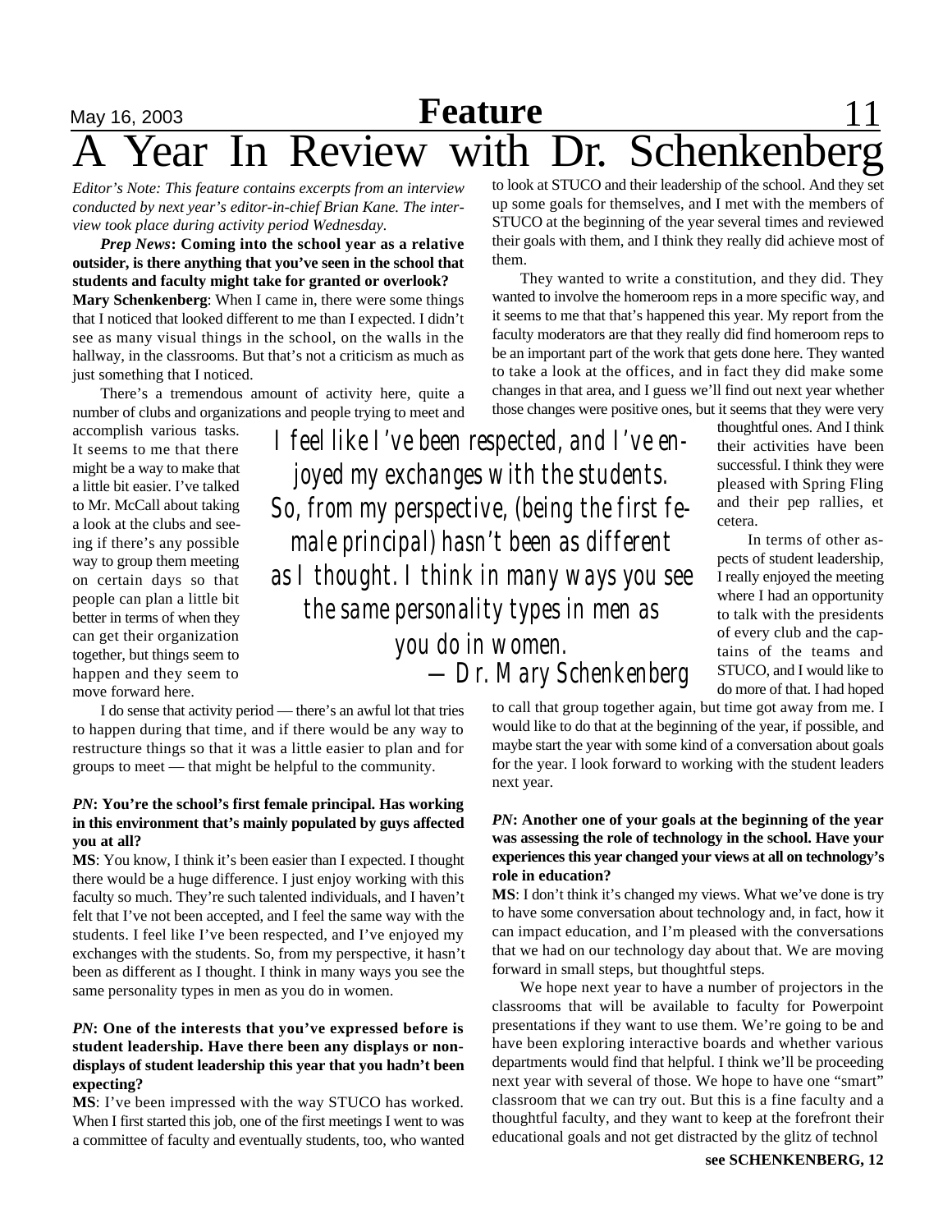# A Year In Review with Dr. Schenkenberg

*Editor's Note: This feature contains excerpts from an interview conducted by next year's editor-in-chief Brian Kane. The interview took place during activity period Wednesday.*

***Prep News*: Coming into the school year as a relative outsider, is there anything that you've seen in the school that students and faculty might take for granted or overlook?**

**Mary Schenkenberg**: When I came in, there were some things that I noticed that looked different to me than I expected. I didn't see as many visual things in the school, on the walls in the hallway, in the classrooms. But that's not a criticism as much as just something that I noticed.

There's a tremendous amount of activity here, quite a number of clubs and organizations and people trying to meet and accomplish various tasks. It seems to me that there might be a way to make that a little bit easier. I've talked to Mr. McCall about taking a look at the clubs and seeing if there's any possible way to group them meeting on certain days so that people can plan a little bit better in terms of when they can get their organization together, but things seem to happen and they seem to move forward here.

I do sense that activity period — there's an awful lot that tries to happen during that time, and if there would be any way to restructure things so that it was a little easier to plan and for groups to meet — that might be helpful to the community.

***PN*: You're the school's first female principal. Has working in this environment that's mainly populated by guys affected you at all?**

**MS**: You know, I think it's been easier than I expected. I thought there would be a huge difference. I just enjoy working with this faculty so much. They're such talented individuals, and I haven't felt that I've not been accepted, and I feel the same way with the students. I feel like I've been respected, and I've enjoyed my exchanges with the students. So, from my perspective, it hasn't been as different as I thought. I think in many ways you see the same personality types in men as you do in women.

> *I feel like I've been respected, and I've enjoyed my exchanges with the students. So, from my perspective, (being the first female principal) hasn't been as different as I thought. I think in many ways you see the same personality types in men as you do in women.*
> *—Dr. Mary Schenkenberg*

***PN*: One of the interests that you've expressed before is student leadership. Have there been any displays or non-displays of student leadership this year that you hadn't been expecting?**

**MS**: I've been impressed with the way STUCO has worked. When I first started this job, one of the first meetings I went to was a committee of faculty and eventually students, too, who wanted to look at STUCO and their leadership of the school. And they set up some goals for themselves, and I met with the members of STUCO at the beginning of the year several times and reviewed their goals with them, and I think they really did achieve most of them.

They wanted to write a constitution, and they did. They wanted to involve the homeroom reps in a more specific way, and it seems to me that that's happened this year. My report from the faculty moderators are that they really did find homeroom reps to be an important part of the work that gets done here. They wanted to take a look at the offices, and in fact they did make some changes in that area, and I guess we'll find out next year whether those changes were positive ones, but it seems that they were very thoughtful ones. And I think their activities have been successful. I think they were pleased with Spring Fling and their pep rallies, et cetera.

In terms of other aspects of student leadership, I really enjoyed the meeting where I had an opportunity to talk with the presidents of every club and the captains of the teams and STUCO, and I would like to do more of that. I had hoped to call that group together again, but time got away from me. I would like to do that at the beginning of the year, if possible, and maybe start the year with some kind of a conversation about goals for the year. I look forward to working with the student leaders next year.

***PN*: Another one of your goals at the beginning of the year was assessing the role of technology in the school. Have your experiences this year changed your views at all on technology's role in education?**

**MS**: I don't think it's changed my views. What we've done is try to have some conversation about technology and, in fact, how it can impact education, and I'm pleased with the conversations that we had on our technology day about that. We are moving forward in small steps, but thoughtful steps.

We hope next year to have a number of projectors in the classrooms that will be available to faculty for Powerpoint presentations if they want to use them. We're going to be and have been exploring interactive boards and whether various departments would find that helpful. I think we'll be proceeding next year with several of those. We hope to have one "smart" classroom that we can try out. But this is a fine faculty and a thoughtful faculty, and they want to keep at the forefront their educational goals and not get distracted by the glitz of technol

**see SCHENKENBERG, 12**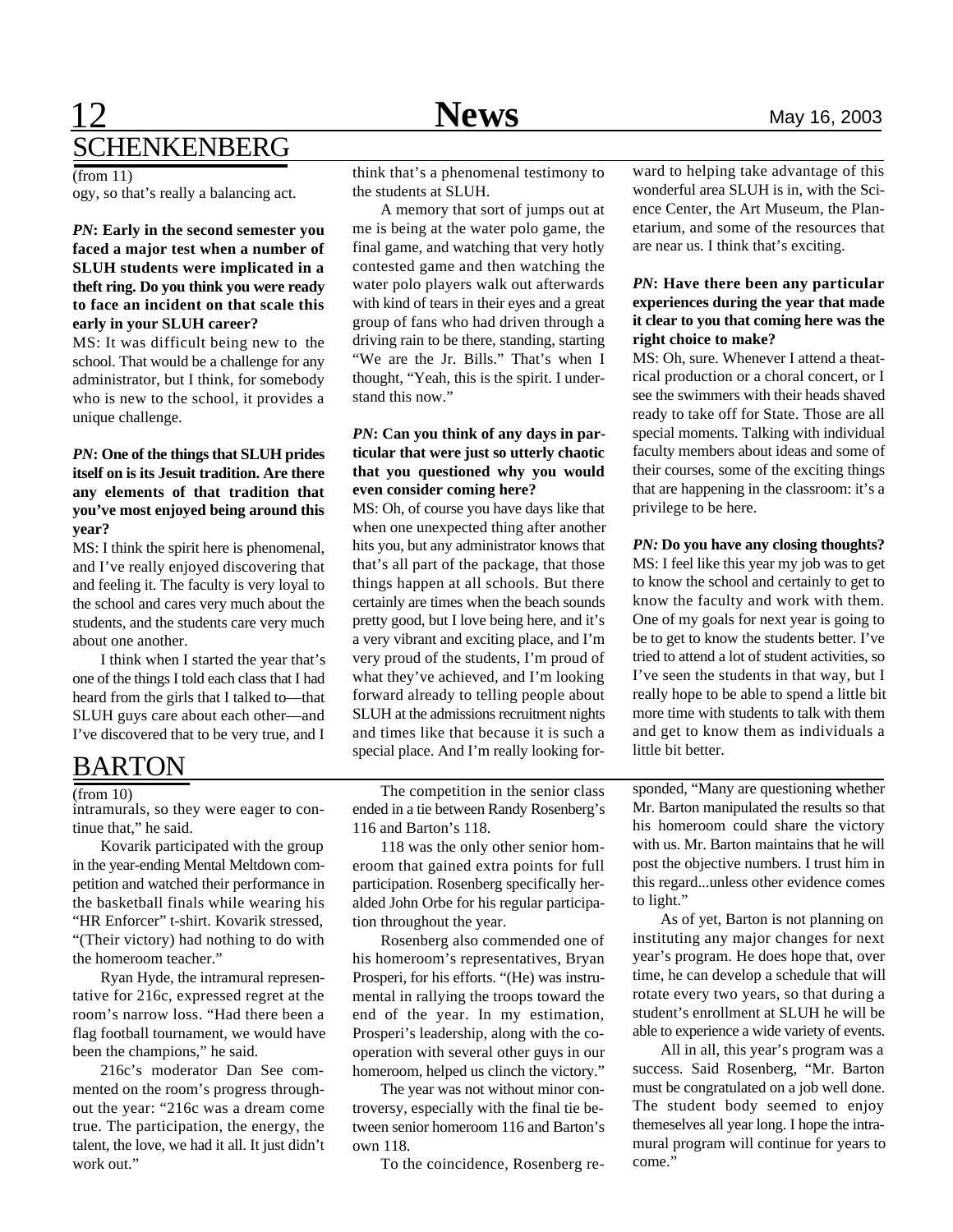## SCHENKENBERG

(from 11)

ogy, so that's really a balancing act.

***PN*: Early in the second semester you faced a major test when a number of SLUH students were implicated in a theft ring. Do you think you were ready to face an incident on that scale this early in your SLUH career?**

MS: It was difficult being new to the school. That would be a challenge for any administrator, but I think, for somebody who is new to the school, it provides a unique challenge.

***PN*: One of the things that SLUH prides itself on is its Jesuit tradition. Are there any elements of that tradition that you've most enjoyed being around this year?**

MS: I think the spirit here is phenomenal, and I've really enjoyed discovering that and feeling it. The faculty is very loyal to the school and cares very much about the students, and the students care very much about one another.

I think when I started the year that's one of the things I told each class that I had heard from the girls that I talked to—that SLUH guys care about each other—and I've discovered that to be very true, and I think that's a phenomenal testimony to the students at SLUH.

A memory that sort of jumps out at me is being at the water polo game, the final game, and watching that very hotly contested game and then watching the water polo players walk out afterwards with kind of tears in their eyes and a great group of fans who had driven through a driving rain to be there, standing, starting "We are the Jr. Bills." That's when I thought, "Yeah, this is the spirit. I understand this now."

***PN*: Can you think of any days in particular that were just so utterly chaotic that you questioned why you would even consider coming here?**

MS: Oh, of course you have days like that when one unexpected thing after another hits you, but any administrator knows that that's all part of the package, that those things happen at all schools. But there certainly are times when the beach sounds pretty good, but I love being here, and it's a very vibrant and exciting place, and I'm very proud of the students, I'm proud of what they've achieved, and I'm looking forward already to telling people about SLUH at the admissions recruitment nights and times like that because it is such a special place. And I'm really looking forward to helping take advantage of this wonderful area SLUH is in, with the Science Center, the Art Museum, the Planetarium, and some of the resources that are near us. I think that's exciting.

***PN*: Have there been any particular experiences during the year that made it clear to you that coming here was the right choice to make?**

MS: Oh, sure. Whenever I attend a theatrical production or a choral concert, or I see the swimmers with their heads shaved ready to take off for State. Those are all special moments. Talking with individual faculty members about ideas and some of their courses, some of the exciting things that are happening in the classroom: it's a privilege to be here.

***PN:* Do you have any closing thoughts?**

MS: I feel like this year my job was to get to know the school and certainly to get to know the faculty and work with them. One of my goals for next year is going to be to get to know the students better. I've tried to attend a lot of student activities, so I've seen the students in that way, but I really hope to be able to spend a little bit more time with students to talk with them and get to know them as individuals a little bit better.

## BARTON

(from 10)

intramurals, so they were eager to continue that," he said.

Kovarik participated with the group in the year-ending Mental Meltdown competition and watched their performance in the basketball finals while wearing his "HR Enforcer" t-shirt. Kovarik stressed, "(Their victory) had nothing to do with the homeroom teacher."

Ryan Hyde, the intramural representative for 216c, expressed regret at the room's narrow loss. "Had there been a flag football tournament, we would have been the champions," he said.

216c's moderator Dan See commented on the room's progress throughout the year: "216c was a dream come true. The participation, the energy, the talent, the love, we had it all. It just didn't work out."

The competition in the senior class ended in a tie between Randy Rosenberg's 116 and Barton's 118.

118 was the only other senior homeroom that gained extra points for full participation. Rosenberg specifically heralded John Orbe for his regular participation throughout the year.

Rosenberg also commended one of his homeroom's representatives, Bryan Prosperi, for his efforts. "(He) was instrumental in rallying the troops toward the end of the year. In my estimation, Prosperi's leadership, along with the cooperation with several other guys in our homeroom, helped us clinch the victory."

The year was not without minor controversy, especially with the final tie between senior homeroom 116 and Barton's own 118.

To the coincidence, Rosenberg responded, "Many are questioning whether Mr. Barton manipulated the results so that his homeroom could share the victory with us. Mr. Barton maintains that he will post the objective numbers. I trust him in this regard...unless other evidence comes to light."

As of yet, Barton is not planning on instituting any major changes for next year's program. He does hope that, over time, he can develop a schedule that will rotate every two years, so that during a student's enrollment at SLUH he will be able to experience a wide variety of events.

All in all, this year's program was a success. Said Rosenberg, "Mr. Barton must be congratulated on a job well done. The student body seemed to enjoy themeselves all year long. I hope the intramural program will continue for years to come."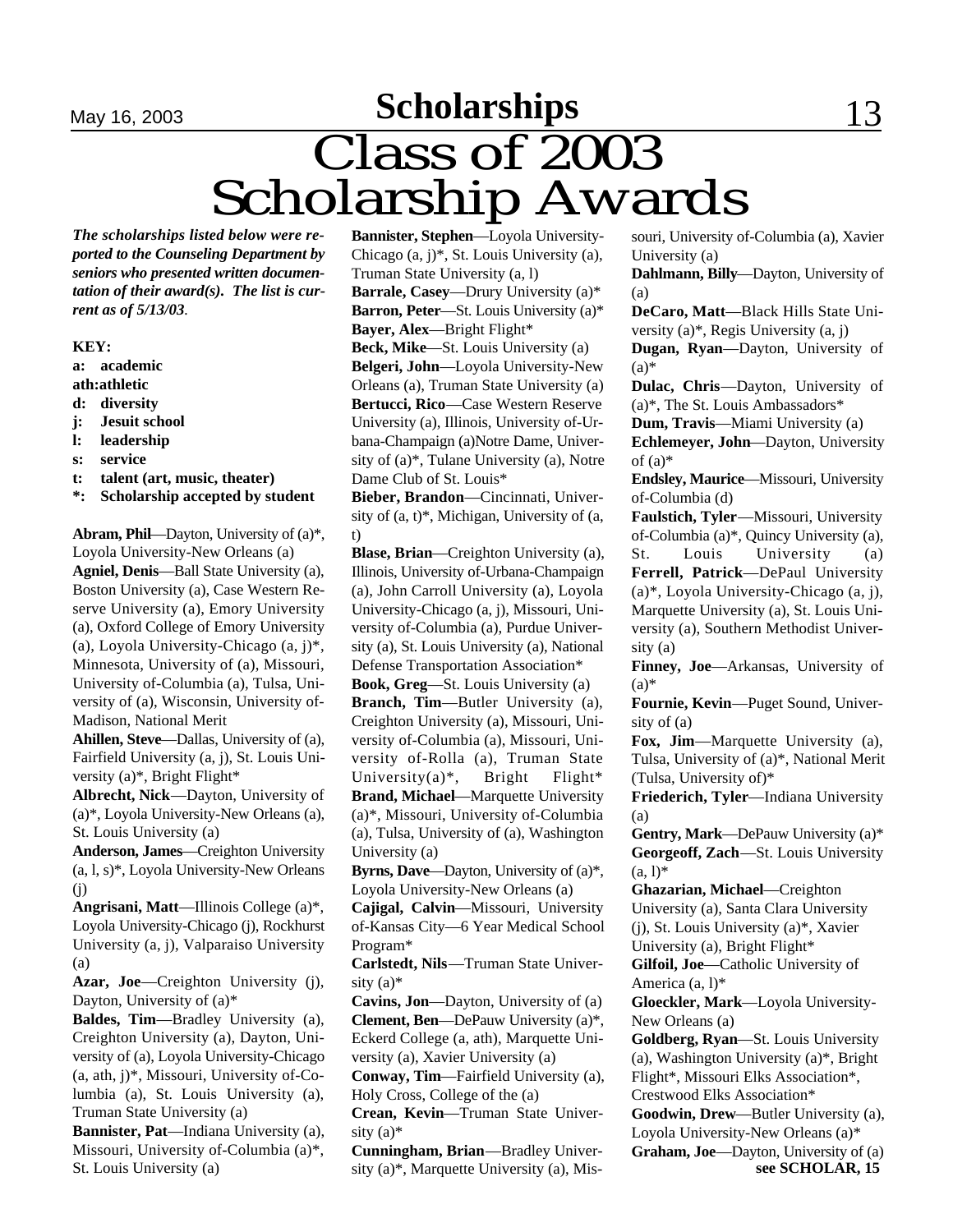# Class of 2003 Scholarship Awards

***The scholarships listed below were reported to the Counseling Department by seniors who presented written documentation of their award(s). The list is current as of 5/13/03.***

**KEY:**

- **a: academic**
- **ath: athletic**
- **d: diversity**
- **j: Jesuit school**
- **l: leadership**
- **s: service**
- **t: talent (art, music, theater)**
- **\*: Scholarship accepted by student**

**Abram, Phil**—Dayton, University of (a)*, Loyola University-New Orleans (a)

**Agniel, Denis**—Ball State University (a), Boston University (a), Case Western Reserve University (a), Emory University (a), Oxford College of Emory University (a), Loyola University-Chicago (a, j)*, Minnesota, University of (a), Missouri, University of-Columbia (a), Tulsa, University of (a), Wisconsin, University of-Madison, National Merit

**Ahillen, Steve**—Dallas, University of (a), Fairfield University (a, j), St. Louis University (a)*, Bright Flight*

**Albrecht, Nick**—Dayton, University of (a)*, Loyola University-New Orleans (a), St. Louis University (a)

**Anderson, James**—Creighton University (a, l, s)*, Loyola University-New Orleans (j)

**Angrisani, Matt**—Illinois College (a)*, Loyola University-Chicago (j), Rockhurst University (a, j), Valparaiso University (a)

**Azar, Joe**—Creighton University (j), Dayton, University of (a)*

**Baldes, Tim**—Bradley University (a), Creighton University (a), Dayton, University of (a), Loyola University-Chicago (a, ath, j)*, Missouri, University of-Columbia (a), St. Louis University (a), Truman State University (a)

**Bannister, Pat**—Indiana University (a), Missouri, University of-Columbia (a)*, St. Louis University (a)

**Bannister, Stephen**—Loyola University-Chicago (a, j)*, St. Louis University (a), Truman State University (a, l)

**Barrale, Casey**—Drury University (a)*

**Barron, Peter**—St. Louis University (a)*

**Bayer, Alex**—Bright Flight*

**Beck, Mike**—St. Louis University (a)

**Belgeri, John**—Loyola University-New Orleans (a), Truman State University (a)

**Bertucci, Rico**—Case Western Reserve University (a), Illinois, University of-Urbana-Champaign (a)Notre Dame, University of (a)*, Tulane University (a), Notre Dame Club of St. Louis*

**Bieber, Brandon**—Cincinnati, University of (a, t)*, Michigan, University of (a, t)

**Blase, Brian**—Creighton University (a), Illinois, University of-Urbana-Champaign (a), John Carroll University (a), Loyola University-Chicago (a, j), Missouri, University of-Columbia (a), Purdue University (a), St. Louis University (a), National Defense Transportation Association*

**Book, Greg**—St. Louis University (a)

**Branch, Tim**—Butler University (a), Creighton University (a), Missouri, University of-Columbia (a), Missouri, University of-Rolla (a), Truman State University(a)*, Bright Flight*

**Brand, Michael**—Marquette University (a)*, Missouri, University of-Columbia (a), Tulsa, University of (a), Washington University (a)

**Byrns, Dave**—Dayton, University of (a)*, Loyola University-New Orleans (a)

**Cajigal, Calvin**—Missouri, University of-Kansas City—6 Year Medical School Program*

**Carlstedt, Nils**—Truman State University (a)*

**Cavins, Jon**—Dayton, University of (a)

**Clement, Ben**—DePauw University (a)*, Eckerd College (a, ath), Marquette University (a), Xavier University (a)

**Conway, Tim**—Fairfield University (a), Holy Cross, College of the (a)

**Crean, Kevin**—Truman State University (a)*

**Cunningham, Brian**—Bradley University (a)*, Marquette University (a), Missouri, University of-Columbia (a), Xavier University (a)

**Dahlmann, Billy**—Dayton, University of (a)

**DeCaro, Matt**—Black Hills State University (a)*, Regis University (a, j)

**Dugan, Ryan**—Dayton, University of (a)*

**Dulac, Chris**—Dayton, University of (a)*, The St. Louis Ambassadors*

**Dum, Travis**—Miami University (a)

**Echlemeyer, John**—Dayton, University of (a)*

**Endsley, Maurice**—Missouri, University of-Columbia (d)

**Faulstich, Tyler**—Missouri, University of-Columbia (a)*, Quincy University (a), St. Louis University (a)

**Ferrell, Patrick**—DePaul University (a)*, Loyola University-Chicago (a, j), Marquette University (a), St. Louis University (a), Southern Methodist University (a)

**Finney, Joe**—Arkansas, University of (a)*

**Fournie, Kevin**—Puget Sound, University of (a)

**Fox, Jim**—Marquette University (a), Tulsa, University of (a)*, National Merit (Tulsa, University of)*

**Friederich, Tyler**—Indiana University (a)

**Gentry, Mark**—DePauw University (a)*

**Georgeoff, Zach**—St. Louis University (a, l)*

**Ghazarian, Michael**—Creighton University (a), Santa Clara University (j), St. Louis University (a)*, Xavier University (a), Bright Flight*

**Gilfoil, Joe**—Catholic University of America (a, l)*

**Gloeckler, Mark**—Loyola University-New Orleans (a)

**Goldberg, Ryan**—St. Louis University (a), Washington University (a)*, Bright Flight*, Missouri Elks Association*, Crestwood Elks Association*

**Goodwin, Drew**—Butler University (a), Loyola University-New Orleans (a)*

**Graham, Joe**—Dayton, University of (a)

**see SCHOLAR, 15**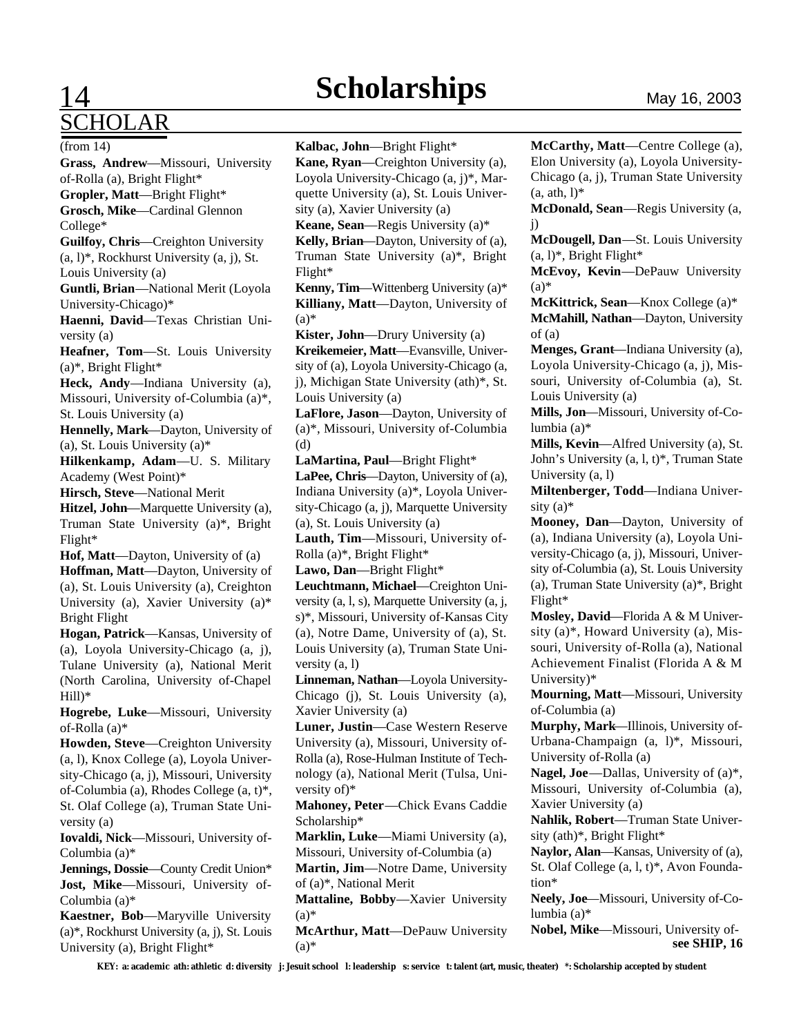# Scholarships

## SCHOLAR

(from 14)

**Grass, Andrew**—Missouri, University of-Rolla (a), Bright Flight*

**Gropler, Matt**—Bright Flight*

**Grosch, Mike**—Cardinal Glennon College*

**Guilfoy, Chris**—Creighton University (a, l)*, Rockhurst University (a, j), St. Louis University (a)

**Guntli, Brian**—National Merit (Loyola University-Chicago)*

**Haenni, David**—Texas Christian University (a)

**Heafner, Tom**—St. Louis University (a)*, Bright Flight*

**Heck, Andy**—Indiana University (a), Missouri, University of-Columbia (a)*, St. Louis University (a)

**Hennelly, Mark**—Dayton, University of (a), St. Louis University (a)*

**Hilkenkamp, Adam**—U. S. Military Academy (West Point)*

**Hirsch, Steve**—National Merit

**Hitzel, John**—Marquette University (a), Truman State University (a)*, Bright Flight*

**Hof, Matt**—Dayton, University of (a)

**Hoffman, Matt**—Dayton, University of (a), St. Louis University (a), Creighton University (a), Xavier University (a)* Bright Flight

**Hogan, Patrick**—Kansas, University of (a), Loyola University-Chicago (a, j), Tulane University (a), National Merit (North Carolina, University of-Chapel Hill)*

**Hogrebe, Luke**—Missouri, University of-Rolla (a)*

**Howden, Steve**—Creighton University (a, l), Knox College (a), Loyola University-Chicago (a, j), Missouri, University of-Columbia (a), Rhodes College (a, t)*, St. Olaf College (a), Truman State University (a)

**Iovaldi, Nick**—Missouri, University of-Columbia (a)*

**Jennings, Dossie**—County Credit Union*

**Jost, Mike**—Missouri, University of-Columbia (a)*

**Kaestner, Bob**—Maryville University (a)*, Rockhurst University (a, j), St. Louis University (a), Bright Flight*

**Kalbac, John**—Bright Flight*

**Kane, Ryan**—Creighton University (a), Loyola University-Chicago (a, j)*, Marquette University (a), St. Louis University (a), Xavier University (a)

**Keane, Sean**—Regis University (a)*

**Kelly, Brian**—Dayton, University of (a), Truman State University (a)*, Bright Flight*

**Kenny, Tim**—Wittenberg University (a)*

**Killiany, Matt**—Dayton, University of (a)*

**Kister, John**—Drury University (a)

**Kreikemeier, Matt**—Evansville, University of (a), Loyola University-Chicago (a, j), Michigan State University (ath)*, St. Louis University (a)

**LaFlore, Jason**—Dayton, University of (a)*, Missouri, University of-Columbia (d)

**LaMartina, Paul**—Bright Flight*

**LaPee, Chris**—Dayton, University of (a), Indiana University (a)*, Loyola University-Chicago (a, j), Marquette University (a), St. Louis University (a)

**Lauth, Tim**—Missouri, University of-Rolla (a)*, Bright Flight*

**Lawo, Dan**—Bright Flight*

**Leuchtmann, Michael**—Creighton University (a, l, s), Marquette University (a, j, s)*, Missouri, University of-Kansas City (a), Notre Dame, University of (a), St. Louis University (a), Truman State University (a, l)

**Linneman, Nathan**—Loyola University-Chicago (j), St. Louis University (a), Xavier University (a)

**Luner, Justin**—Case Western Reserve University (a), Missouri, University of-Rolla (a), Rose-Hulman Institute of Technology (a), National Merit (Tulsa, University of)*

**Mahoney, Peter**—Chick Evans Caddie Scholarship*

**Marklin, Luke**—Miami University (a), Missouri, University of-Columbia (a)

**Martin, Jim**—Notre Dame, University of (a)*, National Merit

**Mattaline, Bobby**—Xavier University (a)*

**McArthur, Matt**—DePauw University (a)*

**McCarthy, Matt**—Centre College (a), Elon University (a), Loyola University-Chicago (a, j), Truman State University (a, ath, l)*

**McDonald, Sean**—Regis University (a, j)

**McDougell, Dan**—St. Louis University (a, l)*, Bright Flight*

**McEvoy, Kevin**—DePauw University (a)*

**McKittrick, Sean**—Knox College (a)*

**McMahill, Nathan**—Dayton, University of (a)

**Menges, Grant**—Indiana University (a), Loyola University-Chicago (a, j), Missouri, University of-Columbia (a), St. Louis University (a)

**Mills, Jon**—Missouri, University of-Columbia (a)*

**Mills, Kevin**—Alfred University (a), St. John's University (a, l, t)*, Truman State University (a, l)

**Miltenberger, Todd**—Indiana University (a)*

**Mooney, Dan**—Dayton, University of (a), Indiana University (a), Loyola University-Chicago (a, j), Missouri, University of-Columbia (a), St. Louis University (a), Truman State University (a)*, Bright Flight*

**Mosley, David**—Florida A & M University (a)*, Howard University (a), Missouri, University of-Rolla (a), National Achievement Finalist (Florida A & M University)*

**Mourning, Matt**—Missouri, University of-Columbia (a)

**Murphy, Mark**—Illinois, University of-Urbana-Champaign (a, l)*, Missouri, University of-Rolla (a)

**Nagel, Joe**—Dallas, University of (a)*, Missouri, University of-Columbia (a), Xavier University (a)

**Nahlik, Robert**—Truman State University (ath)*, Bright Flight*

**Naylor, Alan**—Kansas, University of (a), St. Olaf College (a, l, t)*, Avon Foundation*

**Neely, Joe**—Missouri, University of-Columbia (a)*

**Nobel, Mike**—Missouri, University of-

**see SHIP, 16**

**KEY: a: academic ath: athletic d: diversity j: Jesuit school l: leadership s: service t: talent (art, music, theater) *: Scholarship accepted by student**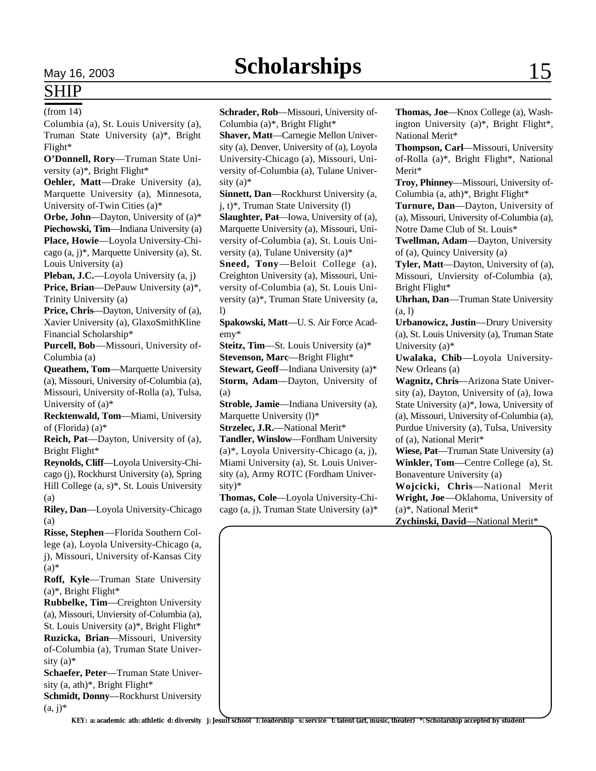# Scholarships

## SHIP

(from 14)

Columbia (a), St. Louis University (a), Truman State University (a)*, Bright Flight*

**O'Donnell, Rory**—Truman State University (a)*, Bright Flight*

**Oehler, Matt**—Drake University (a), Marquette University (a), Minnesota, University of-Twin Cities (a)*

**Orbe, John**—Dayton, University of (a)*

**Piechowski, Tim**—Indiana University (a)

**Place, Howie**—Loyola University-Chicago (a, j)*, Marquette University (a), St. Louis University (a)

**Pleban, J.C.**—Loyola University (a, j)

**Price, Brian**—DePauw University (a)*, Trinity University (a)

**Price, Chris**—Dayton, University of (a), Xavier University (a), GlaxoSmithKline Financial Scholarship*

**Purcell, Bob**—Missouri, University of-Columbia (a)

**Queathem, Tom**—Marquette University (a), Missouri, University of-Columbia (a), Missouri, University of-Rolla (a), Tulsa, University of (a)*

**Recktenwald, Tom**—Miami, University of (Florida) (a)*

**Reich, Pat**—Dayton, University of (a), Bright Flight*

**Reynolds, Cliff**—Loyola University-Chicago (j), Rockhurst University (a), Spring Hill College (a, s)*, St. Louis University (a)

**Riley, Dan**—Loyola University-Chicago (a)

**Risse, Stephen**—Florida Southern College (a), Loyola University-Chicago (a, j), Missouri, University of-Kansas City (a)*

**Roff, Kyle**—Truman State University (a)*, Bright Flight*

**Rubbelke, Tim**—Creighton University (a), Missouri, Unviersity of-Columbia (a), St. Louis University (a)*, Bright Flight*

**Ruzicka, Brian**—Missouri, University of-Columbia (a), Truman State University (a)*

**Schaefer, Peter**—Truman State University (a, ath)*, Bright Flight*

**Schmidt, Donny**—Rockhurst University (a, j)*

**Schrader, Rob**—Missouri, University of-Columbia (a)*, Bright Flight*

**Shaver, Matt**—Carnegie Mellon University (a), Denver, University of (a), Loyola University-Chicago (a), Missouri, University of-Columbia (a), Tulane University (a)*

**Sinnett, Dan**—Rockhurst University (a, j, t)*, Truman State University (l)

**Slaughter, Pat**—Iowa, University of (a), Marquette University (a), Missouri, University of-Columbia (a), St. Louis University (a), Tulane University (a)*

**Sneed, Tony**—Beloit College (a), Creighton University (a), Missouri, University of-Columbia (a), St. Louis University (a)*, Truman State University (a, l)

**Spakowski, Matt**—U. S. Air Force Academy*

**Steitz, Tim**—St. Louis University (a)*

**Stevenson, Marc**—Bright Flight*

**Stewart, Geoff**—Indiana University (a)*

**Storm, Adam**—Dayton, University of (a)

**Stroble, Jamie**—Indiana University (a), Marquette University (l)*

**Strzelec, J.R.**—National Merit*

**Tandler, Winslow**—Fordham University (a)*, Loyola University-Chicago (a, j), Miami University (a), St. Louis University (a), Army ROTC (Fordham University)*

**Thomas, Cole**—Loyola University-Chicago (a, j), Truman State University (a)*

**Thomas, Joe**—Knox College (a), Washington University (a)*, Bright Flight*, National Merit*

**Thompson, Carl**—Missouri, University of-Rolla (a)*, Bright Flight*, National Merit*

**Troy, Phinney**—Missouri, University of-Columbia (a, ath)*, Bright Flight*

**Turnure, Dan**—Dayton, University of (a), Missouri, University of-Columbia (a), Notre Dame Club of St. Louis*

**Twellman, Adam**—Dayton, University of (a), Quincy University (a)

**Tyler, Matt**—Dayton, University of (a), Missouri, Unviersity of-Columbia (a), Bright Flight*

**Uhrhan, Dan**—Truman State University (a, l)

**Urbanowicz, Justin**—Drury University (a), St. Louis University (a), Truman State University (a)*

**Uwalaka, Chib**—Loyola University-New Orleans (a)

**Wagnitz, Chris**—Arizona State University (a), Dayton, University of (a), Iowa State University (a)*, Iowa, University of (a), Missouri, University of-Columbia (a), Purdue University (a), Tulsa, University of (a), National Merit*

**Wiese, Pat**—Truman State University (a)

**Winkler, Tom**—Centre College (a), St. Bonaventure University (a)

**Wojcicki, Chris**—National Merit

**Wright, Joe**—Oklahoma, University of (a)*, National Merit*

**Zychinski, David**—National Merit*

**KEY: a: academic ath: athletic d: diversity j: Jesuit school l: leadership s: service t: talent (art, music, theater) *: Scholarship accepted by student**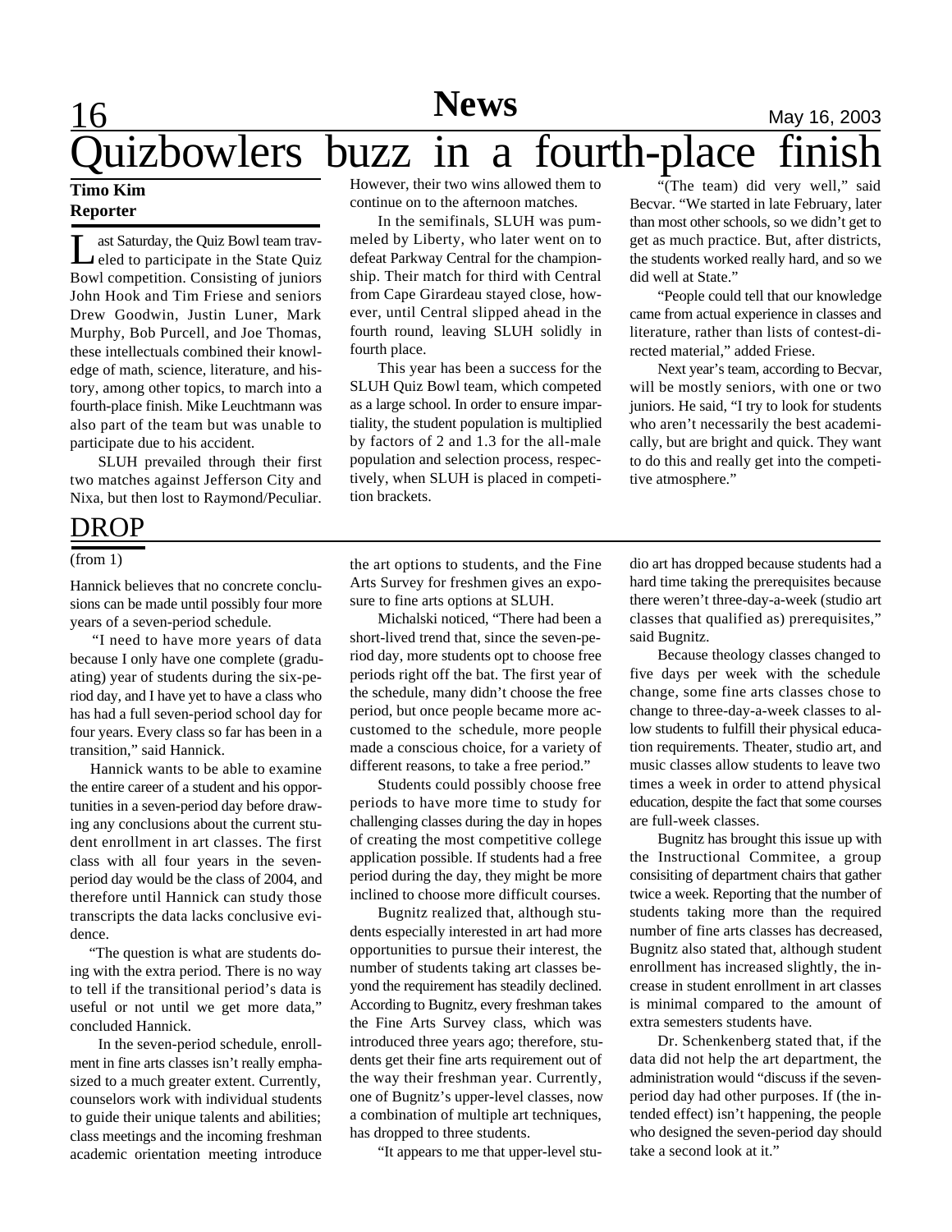# Quizbowlers buzz in a fourth-place finish

**Timo Kim**
**Reporter**

Last Saturday, the Quiz Bowl team traveled to participate in the State Quiz Bowl competition. Consisting of juniors John Hook and Tim Friese and seniors Drew Goodwin, Justin Luner, Mark Murphy, Bob Purcell, and Joe Thomas, these intellectuals combined their knowledge of math, science, literature, and history, among other topics, to march into a fourth-place finish. Mike Leuchtmann was also part of the team but was unable to participate due to his accident.

SLUH prevailed through their first two matches against Jefferson City and Nixa, but then lost to Raymond/Peculiar. However, their two wins allowed them to continue on to the afternoon matches.

In the semifinals, SLUH was pummeled by Liberty, who later went on to defeat Parkway Central for the championship. Their match for third with Central from Cape Girardeau stayed close, however, until Central slipped ahead in the fourth round, leaving SLUH solidly in fourth place.

This year has been a success for the SLUH Quiz Bowl team, which competed as a large school. In order to ensure impartiality, the student population is multiplied by factors of 2 and 1.3 for the all-male population and selection process, respectively, when SLUH is placed in competition brackets.

"(The team) did very well," said Becvar. "We started in late February, later than most other schools, so we didn't get to get as much practice. But, after districts, the students worked really hard, and so we did well at State."

"People could tell that our knowledge came from actual experience in classes and literature, rather than lists of contest-directed material," added Friese.

Next year's team, according to Becvar, will be mostly seniors, with one or two juniors. He said, "I try to look for students who aren't necessarily the best academically, but are bright and quick. They want to do this and really get into the competitive atmosphere."

## DROP

(from 1)

Hannick believes that no concrete conclusions can be made until possibly four more years of a seven-period schedule.

"I need to have more years of data because I only have one complete (graduating) year of students during the six-period day, and I have yet to have a class who has had a full seven-period school day for four years. Every class so far has been in a transition," said Hannick.

Hannick wants to be able to examine the entire career of a student and his opportunities in a seven-period day before drawing any conclusions about the current student enrollment in art classes. The first class with all four years in the seven-period day would be the class of 2004, and therefore until Hannick can study those transcripts the data lacks conclusive evidence.

"The question is what are students doing with the extra period. There is no way to tell if the transitional period's data is useful or not until we get more data," concluded Hannick.

In the seven-period schedule, enrollment in fine arts classes isn't really emphasized to a much greater extent. Currently, counselors work with individual students to guide their unique talents and abilities; class meetings and the incoming freshman academic orientation meeting introduce the art options to students, and the Fine Arts Survey for freshmen gives an exposure to fine arts options at SLUH.

Michalski noticed, "There had been a short-lived trend that, since the seven-period day, more students opt to choose free periods right off the bat. The first year of the schedule, many didn't choose the free period, but once people became more accustomed to the schedule, more people made a conscious choice, for a variety of different reasons, to take a free period."

Students could possibly choose free periods to have more time to study for challenging classes during the day in hopes of creating the most competitive college application possible. If students had a free period during the day, they might be more inclined to choose more difficult courses.

Bugnitz realized that, although students especially interested in art had more opportunities to pursue their interest, the number of students taking art classes beyond the requirement has steadily declined. According to Bugnitz, every freshman takes the Fine Arts Survey class, which was introduced three years ago; therefore, students get their fine arts requirement out of the way their freshman year. Currently, one of Bugnitz's upper-level classes, now a combination of multiple art techniques, has dropped to three students.

"It appears to me that upper-level studio art has dropped because students had a hard time taking the prerequisites because there weren't three-day-a-week (studio art classes that qualified as) prerequisites," said Bugnitz.

Because theology classes changed to five days per week with the schedule change, some fine arts classes chose to change to three-day-a-week classes to allow students to fulfill their physical education requirements. Theater, studio art, and music classes allow students to leave two times a week in order to attend physical education, despite the fact that some courses are full-week classes.

Bugnitz has brought this issue up with the Instructional Commitee, a group consisiting of department chairs that gather twice a week. Reporting that the number of students taking more than the required number of fine arts classes has decreased, Bugnitz also stated that, although student enrollment has increased slightly, the increase in student enrollment in art classes is minimal compared to the amount of extra semesters students have.

Dr. Schenkenberg stated that, if the data did not help the art department, the administration would "discuss if the seven-period day had other purposes. If (the intended effect) isn't happening, the people who designed the seven-period day should take a second look at it."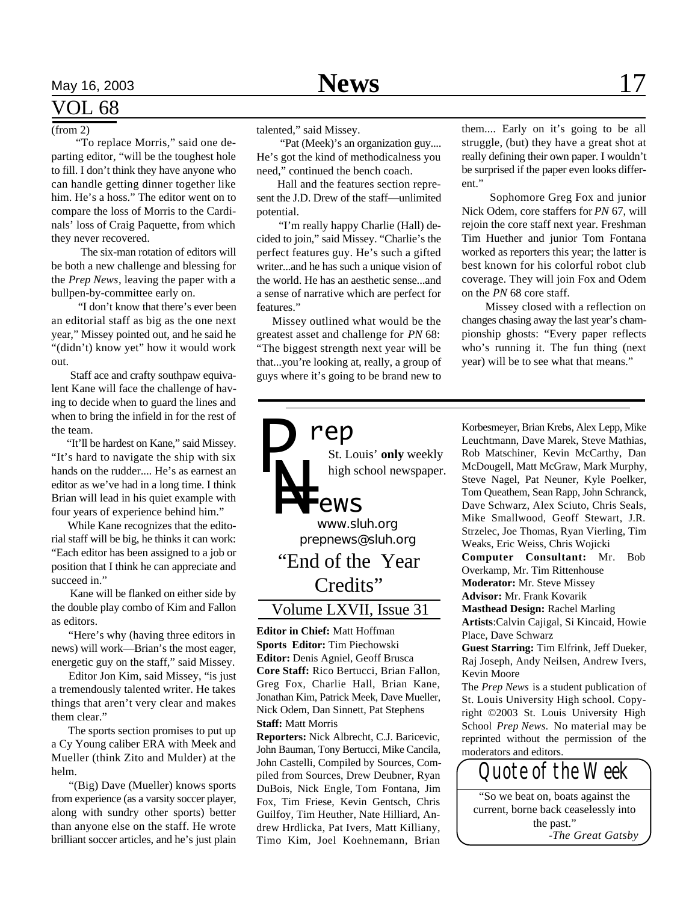(from 2)

"To replace Morris," said one departing editor, "will be the toughest hole to fill. I don't think they have anyone who can handle getting dinner together like him. He's a hoss." The editor went on to compare the loss of Morris to the Cardinals' loss of Craig Paquette, from which they never recovered.

The six-man rotation of editors will be both a new challenge and blessing for the *Prep News*, leaving the paper with a bullpen-by-committee early on.

"I don't know that there's ever been an editorial staff as big as the one next year," Missey pointed out, and he said he "(didn't) know yet" how it would work out.

Staff ace and crafty southpaw equivalent Kane will face the challenge of having to decide when to guard the lines and when to bring the infield in for the rest of the team.

"It'll be hardest on Kane," said Missey. "It's hard to navigate the ship with six hands on the rudder.... He's as earnest an editor as we've had in a long time. I think Brian will lead in his quiet example with four years of experience behind him."

While Kane recognizes that the editorial staff will be big, he thinks it can work: "Each editor has been assigned to a job or position that I think he can appreciate and succeed in."

Kane will be flanked on either side by the double play combo of Kim and Fallon as editors.

"Here's why (having three editors in news) will work—Brian's the most eager, energetic guy on the staff," said Missey.

Editor Jon Kim, said Missey, "is just a tremendously talented writer. He takes things that aren't very clear and makes them clear."

The sports section promises to put up a Cy Young caliber ERA with Meek and Mueller (think Zito and Mulder) at the helm.

"(Big) Dave (Mueller) knows sports from experience (as a varsity soccer player, along with sundry other sports) better than anyone else on the staff. He wrote brilliant soccer articles, and he's just plain talented," said Missey.

"Pat (Meek)'s an organization guy.... He's got the kind of methodicalness you need," continued the bench coach.

Hall and the features section represent the J.D. Drew of the staff—unlimited potential.

"I'm really happy Charlie (Hall) decided to join," said Missey. "Charlie's the perfect features guy. He's such a gifted writer...and he has such a unique vision of the world. He has an aesthetic sense...and a sense of narrative which are perfect for features."

Missey outlined what would be the greatest asset and challenge for *PN* 68: "The biggest strength next year will be that...you're looking at, really, a group of guys where it's going to be brand new to them.... Early on it's going to be all struggle, (but) they have a great shot at really defining their own paper. I wouldn't be surprised if the paper even looks different."

Sophomore Greg Fox and junior Nick Odem, core staffers for *PN* 67, will rejoin the core staff next year. Freshman Tim Huether and junior Tom Fontana worked as reporters this year; the latter is best known for his colorful robot club coverage. They will join Fox and Odem on the *PN* 68 core staff.

Missey closed with a reflection on changes chasing away the last year's championship ghosts: "Every paper reflects who's running it. The fun thing (next year) will be to see what that means."

---

# Prep News

St. Louis' **only** weekly high school newspaper.

www.sluh.org
prepnews@sluh.org

## "End of the Year Credits"

Volume LXVII, Issue 31

**Editor in Chief:** Matt Hoffman
**Sports Editor:** Tim Piechowski
**Editor:** Denis Agniel, Geoff Brusca
**Core Staff:** Rico Bertucci, Brian Fallon, Greg Fox, Charlie Hall, Brian Kane, Jonathan Kim, Patrick Meek, Dave Mueller, Nick Odem, Dan Sinnett, Pat Stephens
**Staff:** Matt Morris
**Reporters:** Nick Albrecht, C.J. Baricevic, John Bauman, Tony Bertucci, Mike Cancila, John Castelli, Compiled by Sources, Compiled from Sources, Drew Deubner, Ryan DuBois, Nick Engle, Tom Fontana, Jim Fox, Tim Friese, Kevin Gentsch, Chris Guilfoy, Tim Heuther, Nate Hilliard, Andrew Hrdlicka, Pat Ivers, Matt Killiany, Timo Kim, Joel Koehnemann, Brian Korbesmeyer, Brian Krebs, Alex Lepp, Mike Leuchtmann, Dave Marek, Steve Mathias, Rob Matschiner, Kevin McCarthy, Dan McDougell, Matt McGraw, Mark Murphy, Steve Nagel, Pat Neuner, Kyle Poelker, Tom Queathem, Sean Rapp, John Schranck, Dave Schwarz, Alex Sciuto, Chris Seals, Mike Smallwood, Geoff Stewart, J.R. Strzelec, Joe Thomas, Ryan Vierling, Tim Weaks, Eric Weiss, Chris Wojicki
**Computer Consultant:** Mr. Bob Overkamp, Mr. Tim Rittenhouse
**Moderator:** Mr. Steve Missey
**Advisor:** Mr. Frank Kovarik
**Masthead Design:** Rachel Marling
**Artists**:Calvin Cajigal, Si Kincaid, Howie Place, Dave Schwarz
**Guest Starring:** Tim Elfrink, Jeff Dueker, Raj Joseph, Andy Neilsen, Andrew Ivers, Kevin Moore

The *Prep News* is a student publication of St. Louis University High school. Copyright ©2003 St. Louis University High School *Prep News.* No material may be reprinted without the permission of the moderators and editors.

## Quote of the Week

"So we beat on, boats against the current, borne back ceaselessly into the past."
-*The Great Gatsby*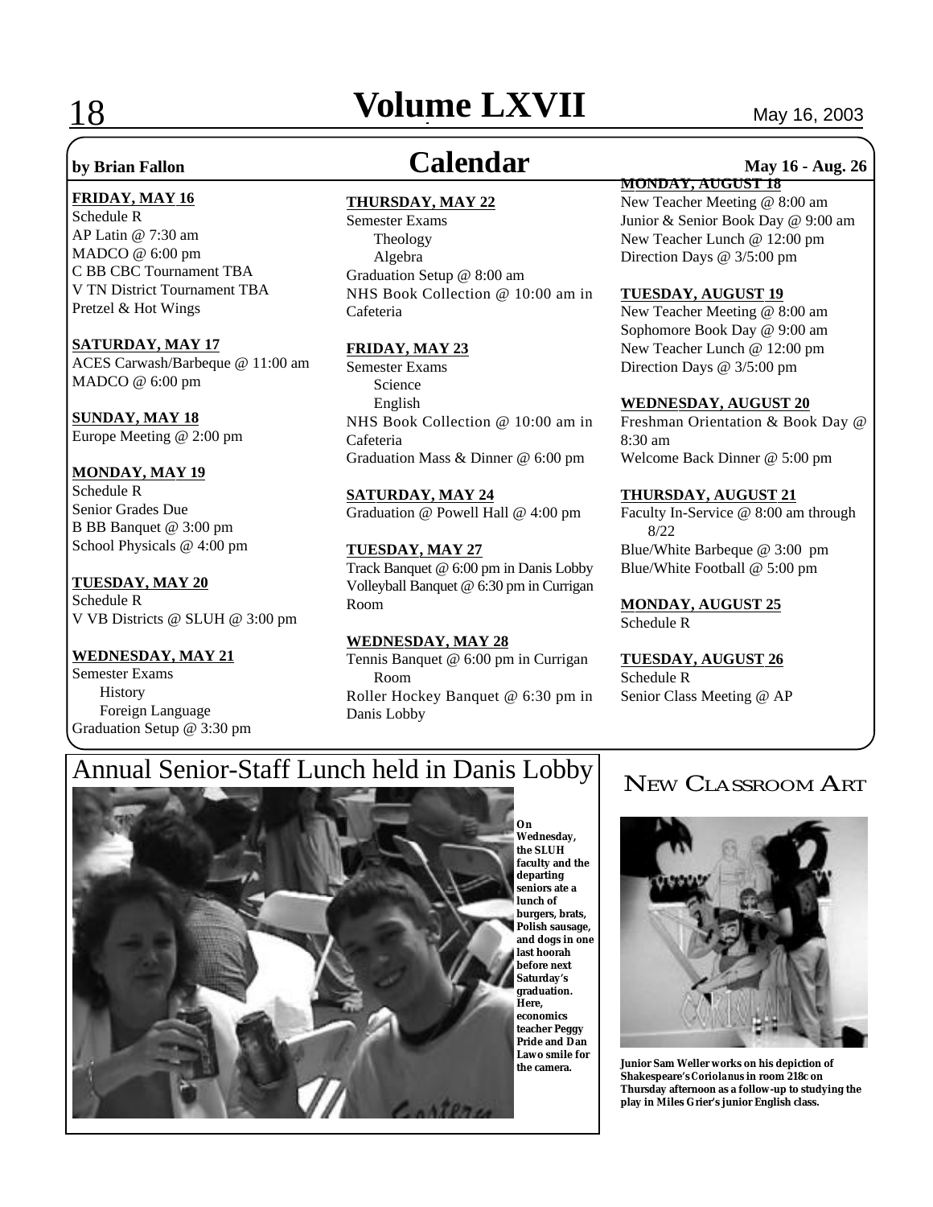# Calendar

**by Brian Fallon** **May 16 - Aug. 26**

**FRIDAY, MAY 16**
Schedule R
AP Latin @ 7:30 am
MADCO @ 6:00 pm
C BB CBC Tournament TBA
V TN District Tournament TBA
Pretzel & Hot Wings

**SATURDAY, MAY 17**
ACES Carwash/Barbeque @ 11:00 am
MADCO @ 6:00 pm

**SUNDAY, MAY 18**
Europe Meeting @ 2:00 pm

**MONDAY, MAY 19**
Schedule R
Senior Grades Due
B BB Banquet @ 3:00 pm
School Physicals @ 4:00 pm

**TUESDAY, MAY 20**
Schedule R
V VB Districts @ SLUH @ 3:00 pm

**WEDNESDAY, MAY 21**
Semester Exams
History
Foreign Language
Graduation Setup @ 3:30 pm

**THURSDAY, MAY 22**
Semester Exams
Theology
Algebra
Graduation Setup @ 8:00 am
NHS Book Collection @ 10:00 am in Cafeteria

**FRIDAY, MAY 23**
Semester Exams
Science
English
NHS Book Collection @ 10:00 am in Cafeteria
Graduation Mass & Dinner @ 6:00 pm

**SATURDAY, MAY 24**
Graduation @ Powell Hall @ 4:00 pm

**TUESDAY, MAY 27**
Track Banquet @ 6:00 pm in Danis Lobby
Volleyball Banquet @ 6:30 pm in Currigan Room

**WEDNESDAY, MAY 28**
Tennis Banquet @ 6:00 pm in Currigan Room
Roller Hockey Banquet @ 6:30 pm in Danis Lobby

**MONDAY, AUGUST 18**
New Teacher Meeting @ 8:00 am
Junior & Senior Book Day @ 9:00 am
New Teacher Lunch @ 12:00 pm
Direction Days @ 3/5:00 pm

**TUESDAY, AUGUST 19**
New Teacher Meeting @ 8:00 am
Sophomore Book Day @ 9:00 am
New Teacher Lunch @ 12:00 pm
Direction Days @ 3/5:00 pm

**WEDNESDAY, AUGUST 20**
Freshman Orientation & Book Day @ 8:30 am
Welcome Back Dinner @ 5:00 pm

**THURSDAY, AUGUST 21**
Faculty In-Service @ 8:00 am through 8/22
Blue/White Barbeque @ 3:00 pm
Blue/White Football @ 5:00 pm

**MONDAY, AUGUST 25**
Schedule R

**TUESDAY, AUGUST 26**
Schedule R
Senior Class Meeting @ AP

# Annual Senior-Staff Lunch held in Danis Lobby

**On Wednesday, the SLUH faculty and the departing seniors ate a lunch of burgers, brats, Polish sausage, and dogs in one last hoorah before next Saturday's graduation. Here, economics teacher Peggy Pride and Dan Lawo smile for the camera.**

# New Classroom Art

**Junior Sam Weller works on his depiction of Shakespeare's Coriolanus in room 218c on Thursday afternoon as a follow-up to studying the play in Miles Grier's junior English class.**